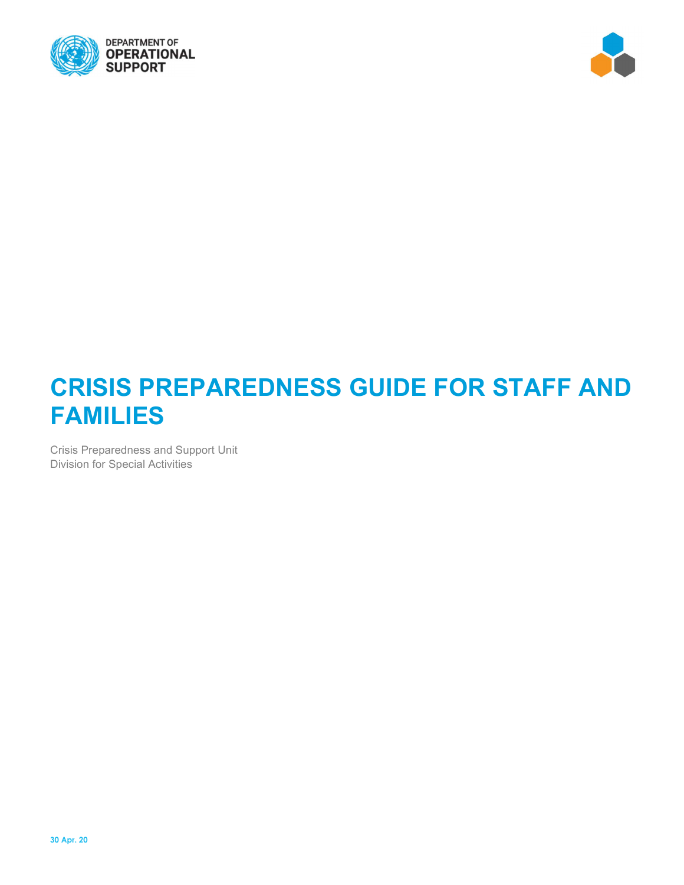DEPARTMENT OF
OPERATIONAL
SUPPORT

# CRISIS PREPAREDNESS GUIDE FOR STAFF AND FAMILIES

Crisis Preparedness and Support Unit
Division for Special Activities

**30 Apr. 20**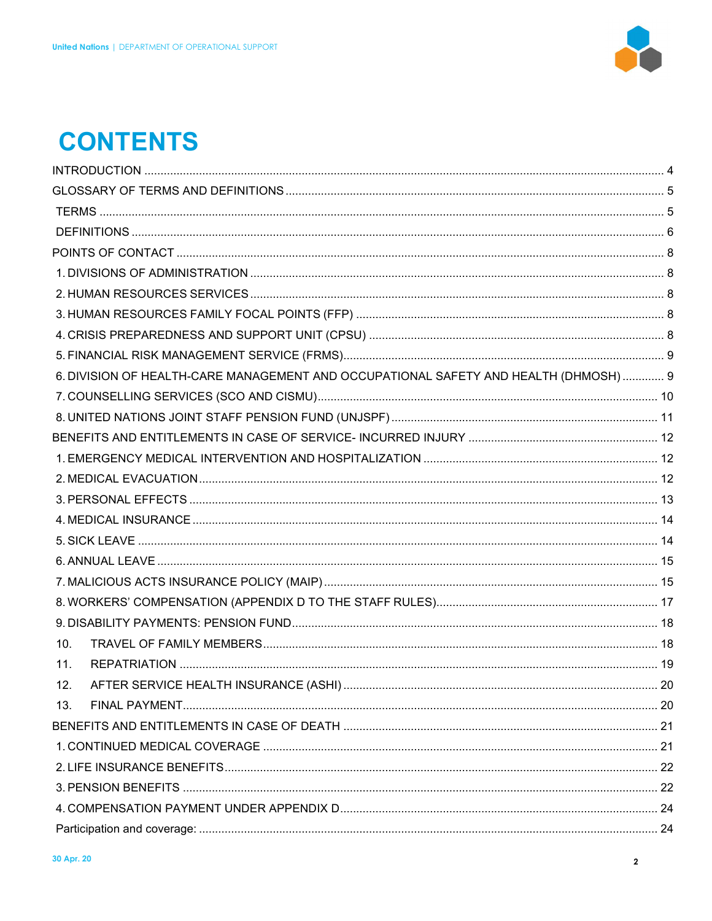# CONTENTS

INTRODUCTION ..... 4
GLOSSARY OF TERMS AND DEFINITIONS ..... 5
- TERMS ..... 5
- DEFINITIONS ..... 6

POINTS OF CONTACT ..... 8
1. DIVISIONS OF ADMINISTRATION ..... 8
2. HUMAN RESOURCES SERVICES ..... 8
3. HUMAN RESOURCES FAMILY FOCAL POINTS (FFP) ..... 8
4. CRISIS PREPAREDNESS AND SUPPORT UNIT (CPSU) ..... 8
5. FINANCIAL RISK MANAGEMENT SERVICE (FRMS) ..... 9
6. DIVISION OF HEALTH-CARE MANAGEMENT AND OCCUPATIONAL SAFETY AND HEALTH (DHMOSH) ..... 9
7. COUNSELLING SERVICES (SCO AND CISMU) ..... 10
8. UNITED NATIONS JOINT STAFF PENSION FUND (UNJSPF) ..... 11

BENEFITS AND ENTITLEMENTS IN CASE OF SERVICE- INCURRED INJURY ..... 12
1. EMERGENCY MEDICAL INTERVENTION AND HOSPITALIZATION ..... 12
2. MEDICAL EVACUATION ..... 12
3. PERSONAL EFFECTS ..... 13
4. MEDICAL INSURANCE ..... 14
5. SICK LEAVE ..... 14
6. ANNUAL LEAVE ..... 15
7. MALICIOUS ACTS INSURANCE POLICY (MAIP) ..... 15
8. WORKERS' COMPENSATION (APPENDIX D TO THE STAFF RULES) ..... 17
9. DISABILITY PAYMENTS: PENSION FUND ..... 18
10. TRAVEL OF FAMILY MEMBERS ..... 18
11. REPATRIATION ..... 19
12. AFTER SERVICE HEALTH INSURANCE (ASHI) ..... 20
13. FINAL PAYMENT ..... 20

BENEFITS AND ENTITLEMENTS IN CASE OF DEATH ..... 21
1. CONTINUED MEDICAL COVERAGE ..... 21
2. LIFE INSURANCE BENEFITS ..... 22
3. PENSION BENEFITS ..... 22
4. COMPENSATION PAYMENT UNDER APPENDIX D ..... 24

Participation and coverage: ..... 24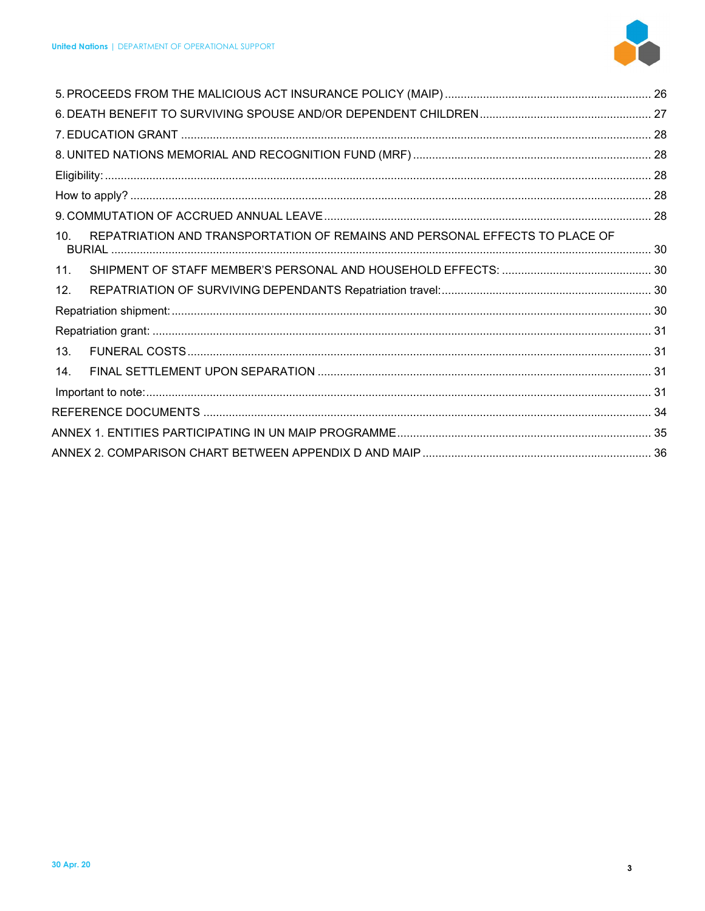5. PROCEEDS FROM THE MALICIOUS ACT INSURANCE POLICY (MAIP) ........ 26

6. DEATH BENEFIT TO SURVIVING SPOUSE AND/OR DEPENDENT CHILDREN ........ 27

7. EDUCATION GRANT ........ 28

8. UNITED NATIONS MEMORIAL AND RECOGNITION FUND (MRF) ........ 28

Eligibility: ........ 28

How to apply? ........ 28

9. COMMUTATION OF ACCRUED ANNUAL LEAVE ........ 28

10. REPATRIATION AND TRANSPORTATION OF REMAINS AND PERSONAL EFFECTS TO PLACE OF BURIAL ........ 30

11. SHIPMENT OF STAFF MEMBER'S PERSONAL AND HOUSEHOLD EFFECTS: ........ 30

12. REPATRIATION OF SURVIVING DEPENDANTS Repatriation travel: ........ 30

Repatriation shipment: ........ 30

Repatriation grant: ........ 31

13. FUNERAL COSTS ........ 31

14. FINAL SETTLEMENT UPON SEPARATION ........ 31

Important to note: ........ 31

REFERENCE DOCUMENTS ........ 34

ANNEX 1. ENTITIES PARTICIPATING IN UN MAIP PROGRAMME ........ 35

ANNEX 2. COMPARISON CHART BETWEEN APPENDIX D AND MAIP ........ 36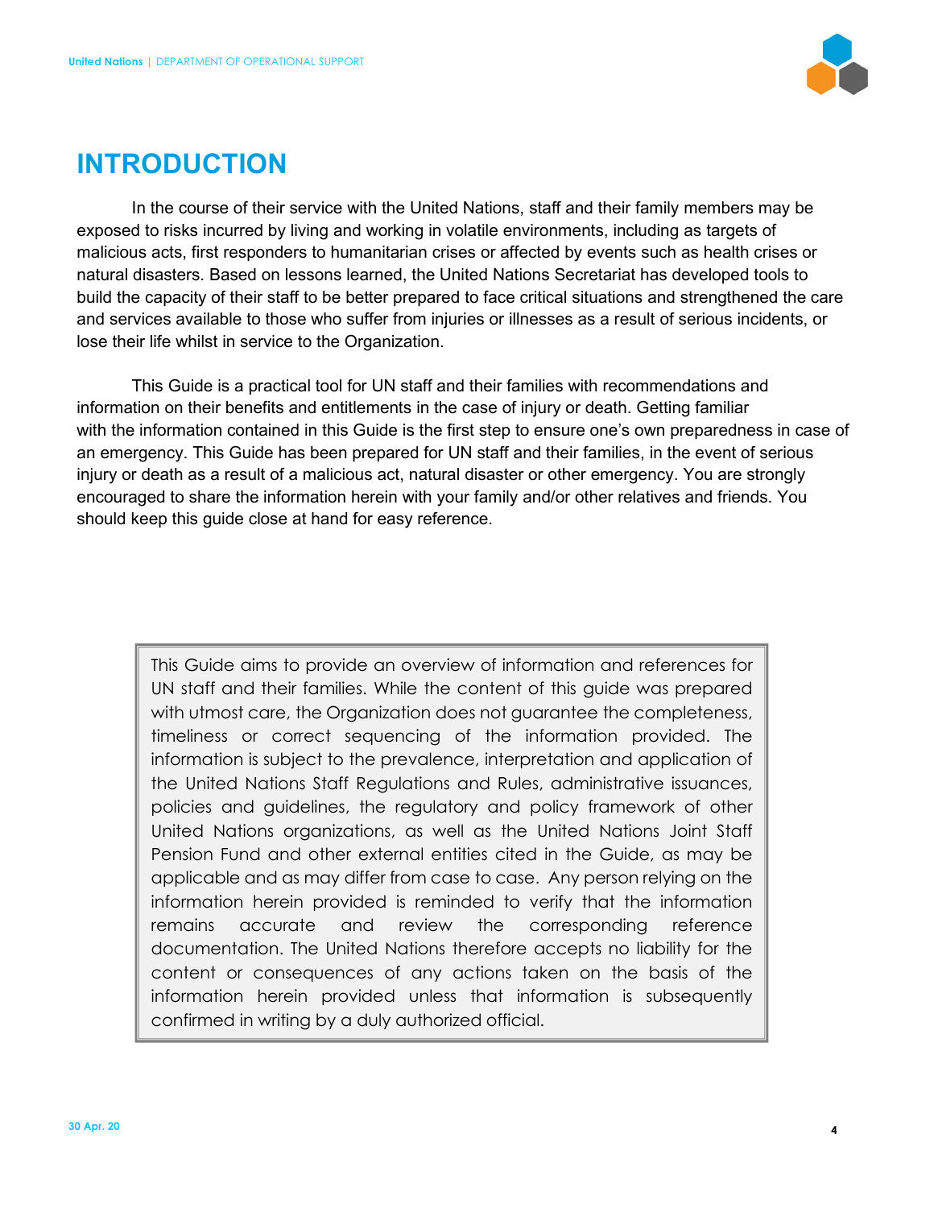# INTRODUCTION

In the course of their service with the United Nations, staff and their family members may be exposed to risks incurred by living and working in volatile environments, including as targets of malicious acts, first responders to humanitarian crises or affected by events such as health crises or natural disasters. Based on lessons learned, the United Nations Secretariat has developed tools to build the capacity of their staff to be better prepared to face critical situations and strengthened the care and services available to those who suffer from injuries or illnesses as a result of serious incidents, or lose their life whilst in service to the Organization.

This Guide is a practical tool for UN staff and their families with recommendations and information on their benefits and entitlements in the case of injury or death. Getting familiar with the information contained in this Guide is the first step to ensure one's own preparedness in case of an emergency. This Guide has been prepared for UN staff and their families, in the event of serious injury or death as a result of a malicious act, natural disaster or other emergency. You are strongly encouraged to share the information herein with your family and/or other relatives and friends. You should keep this guide close at hand for easy reference.

> This Guide aims to provide an overview of information and references for UN staff and their families. While the content of this guide was prepared with utmost care, the Organization does not guarantee the completeness, timeliness or correct sequencing of the information provided. The information is subject to the prevalence, interpretation and application of the United Nations Staff Regulations and Rules, administrative issuances, policies and guidelines, the regulatory and policy framework of other United Nations organizations, as well as the United Nations Joint Staff Pension Fund and other external entities cited in the Guide, as may be applicable and as may differ from case to case. Any person relying on the information herein provided is reminded to verify that the information remains accurate and review the corresponding reference documentation. The United Nations therefore accepts no liability for the content or consequences of any actions taken on the basis of the information herein provided unless that information is subsequently confirmed in writing by a duly authorized official.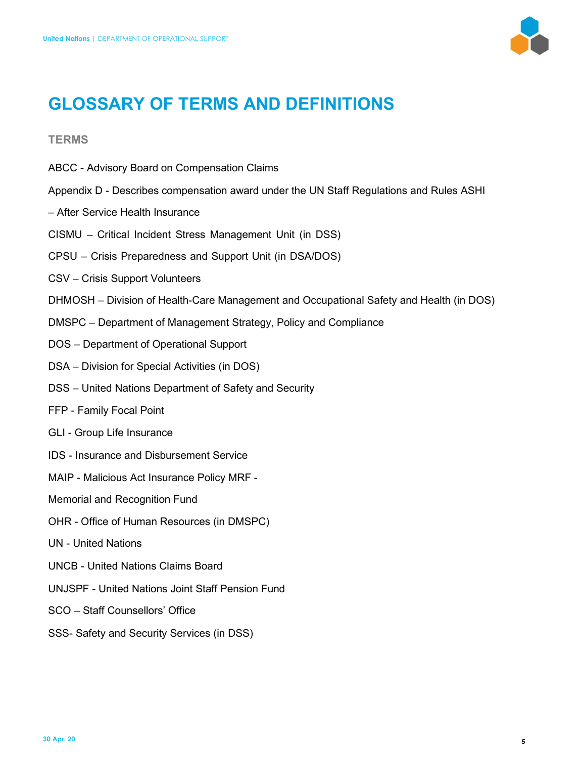# GLOSSARY OF TERMS AND DEFINITIONS

## TERMS

ABCC - Advisory Board on Compensation Claims

Appendix D - Describes compensation award under the UN Staff Regulations and Rules ASHI

– After Service Health Insurance

CISMU – Critical Incident Stress Management Unit (in DSS)

CPSU – Crisis Preparedness and Support Unit (in DSA/DOS)

CSV – Crisis Support Volunteers

DHMOSH – Division of Health-Care Management and Occupational Safety and Health (in DOS)

DMSPC – Department of Management Strategy, Policy and Compliance

DOS – Department of Operational Support

DSA – Division for Special Activities (in DOS)

DSS – United Nations Department of Safety and Security

FFP - Family Focal Point

GLI - Group Life Insurance

IDS - Insurance and Disbursement Service

MAIP - Malicious Act Insurance Policy MRF -

Memorial and Recognition Fund

OHR - Office of Human Resources (in DMSPC)

UN - United Nations

UNCB - United Nations Claims Board

UNJSPF - United Nations Joint Staff Pension Fund

SCO – Staff Counsellors' Office

SSS- Safety and Security Services (in DSS)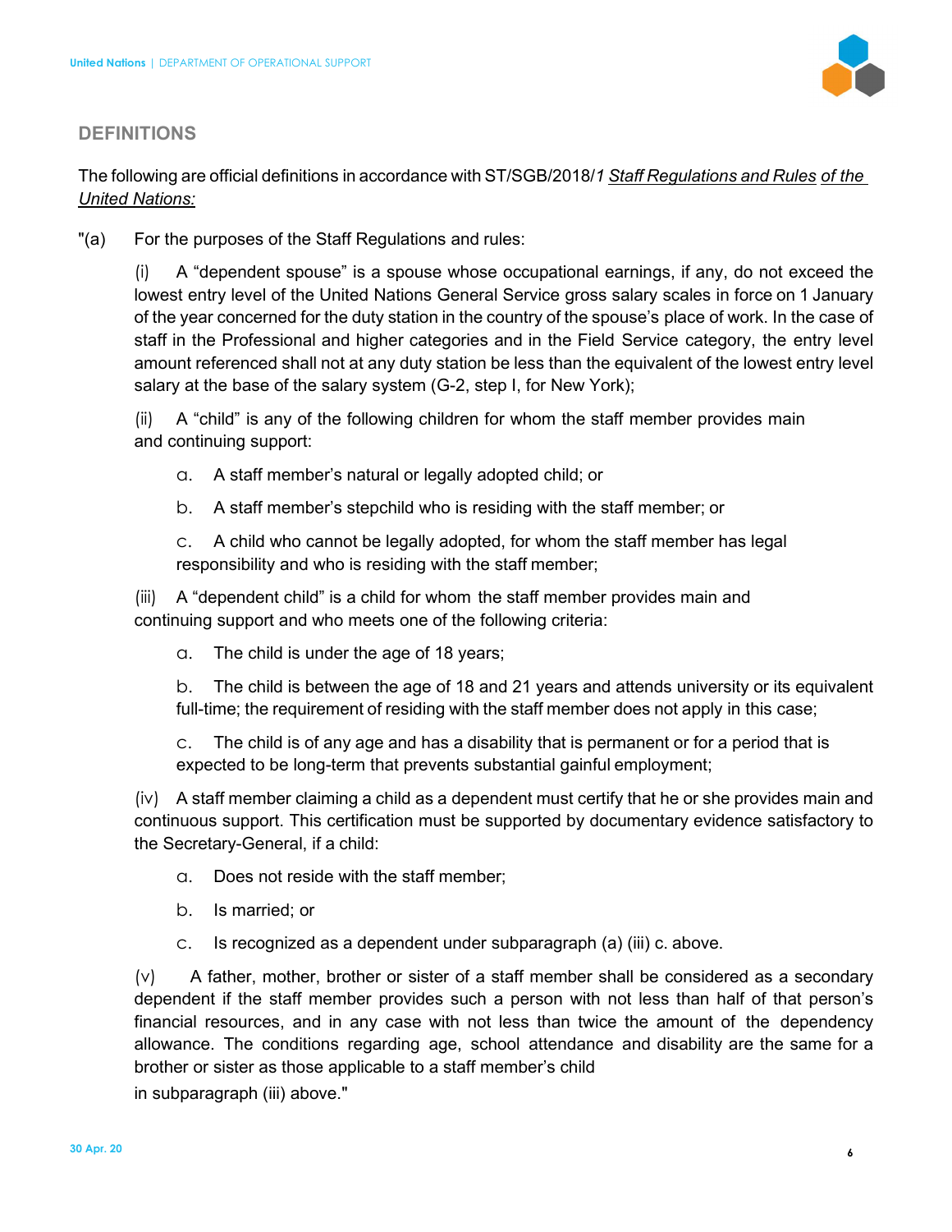## DEFINITIONS

The following are official definitions in accordance with ST/SGB/2018/*1* *Staff Regulations and Rules of the United Nations:*

"(a) For the purposes of the Staff Regulations and rules:

(i) A "dependent spouse" is a spouse whose occupational earnings, if any, do not exceed the lowest entry level of the United Nations General Service gross salary scales in force on 1 January of the year concerned for the duty station in the country of the spouse's place of work. In the case of staff in the Professional and higher categories and in the Field Service category, the entry level amount referenced shall not at any duty station be less than the equivalent of the lowest entry level salary at the base of the salary system (G-2, step I, for New York);

(ii) A "child" is any of the following children for whom the staff member provides main and continuing support:

a. A staff member's natural or legally adopted child; or

b. A staff member's stepchild who is residing with the staff member; or

c. A child who cannot be legally adopted, for whom the staff member has legal responsibility and who is residing with the staff member;

(iii) A "dependent child" is a child for whom the staff member provides main and continuing support and who meets one of the following criteria:

a. The child is under the age of 18 years;

b. The child is between the age of 18 and 21 years and attends university or its equivalent full-time; the requirement of residing with the staff member does not apply in this case;

c. The child is of any age and has a disability that is permanent or for a period that is expected to be long-term that prevents substantial gainful employment;

(iv) A staff member claiming a child as a dependent must certify that he or she provides main and continuous support. This certification must be supported by documentary evidence satisfactory to the Secretary-General, if a child:

a. Does not reside with the staff member;

b. Is married; or

c. Is recognized as a dependent under subparagraph (a) (iii) c. above.

(v) A father, mother, brother or sister of a staff member shall be considered as a secondary dependent if the staff member provides such a person with not less than half of that person's financial resources, and in any case with not less than twice the amount of the dependency allowance. The conditions regarding age, school attendance and disability are the same for a brother or sister as those applicable to a staff member's child in subparagraph (iii) above."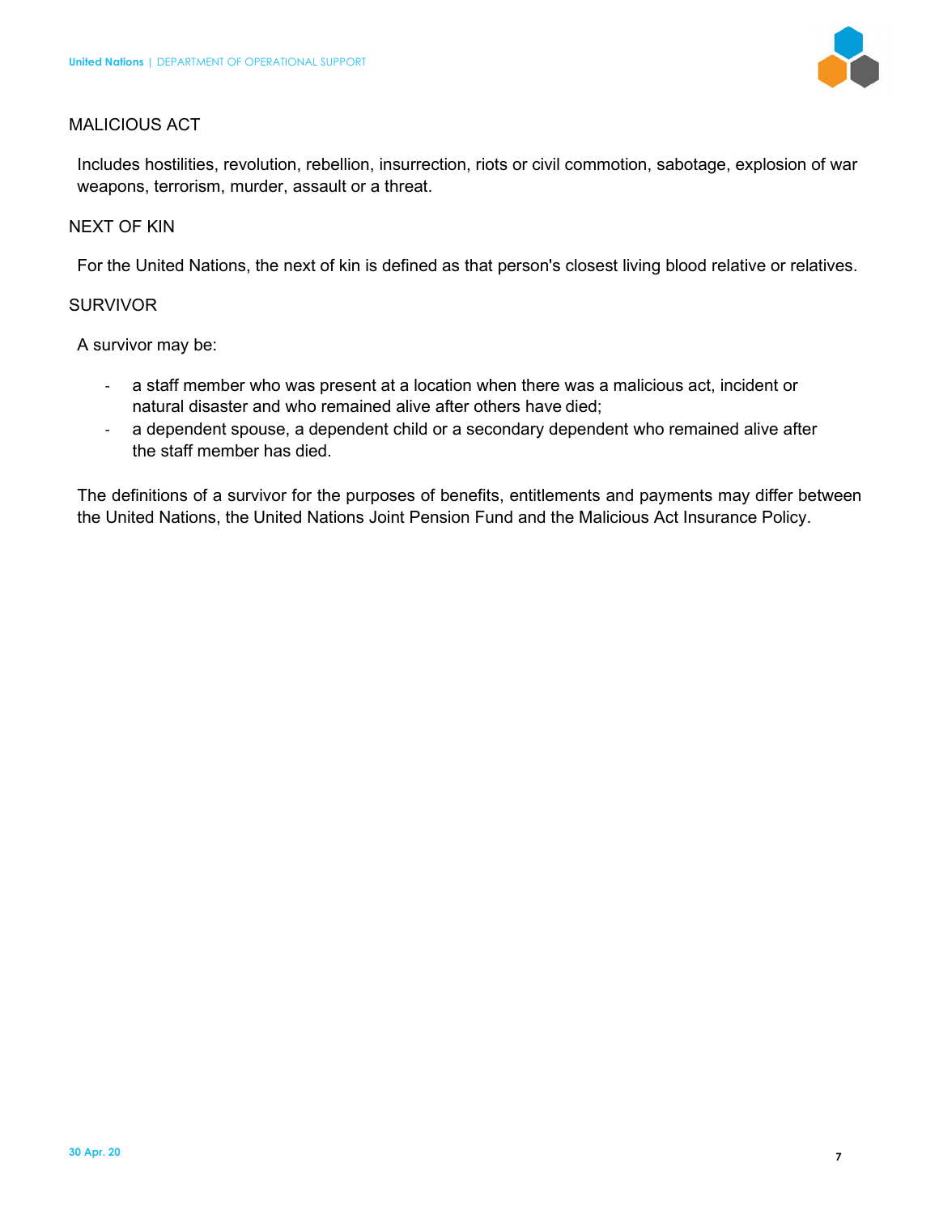## MALICIOUS ACT

Includes hostilities, revolution, rebellion, insurrection, riots or civil commotion, sabotage, explosion of war weapons, terrorism, murder, assault or a threat.

## NEXT OF KIN

For the United Nations, the next of kin is defined as that person's closest living blood relative or relatives.

## SURVIVOR

A survivor may be:

- a staff member who was present at a location when there was a malicious act, incident or natural disaster and who remained alive after others have died;
- a dependent spouse, a dependent child or a secondary dependent who remained alive after the staff member has died.

The definitions of a survivor for the purposes of benefits, entitlements and payments may differ between the United Nations, the United Nations Joint Pension Fund and the Malicious Act Insurance Policy.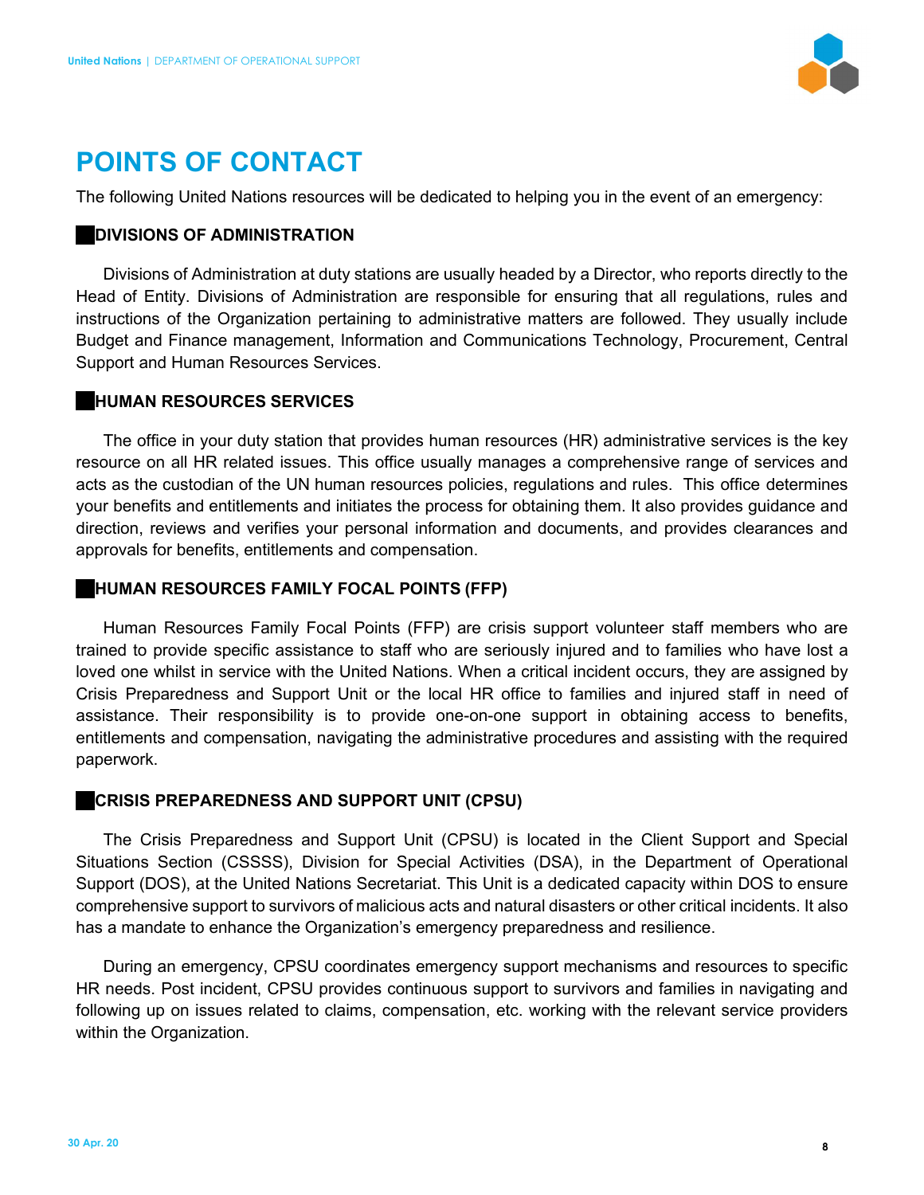# POINTS OF CONTACT

The following United Nations resources will be dedicated to helping you in the event of an emergency:

### DIVISIONS OF ADMINISTRATION

Divisions of Administration at duty stations are usually headed by a Director, who reports directly to the Head of Entity. Divisions of Administration are responsible for ensuring that all regulations, rules and instructions of the Organization pertaining to administrative matters are followed. They usually include Budget and Finance management, Information and Communications Technology, Procurement, Central Support and Human Resources Services.

### HUMAN RESOURCES SERVICES

The office in your duty station that provides human resources (HR) administrative services is the key resource on all HR related issues. This office usually manages a comprehensive range of services and acts as the custodian of the UN human resources policies, regulations and rules. This office determines your benefits and entitlements and initiates the process for obtaining them. It also provides guidance and direction, reviews and verifies your personal information and documents, and provides clearances and approvals for benefits, entitlements and compensation.

### HUMAN RESOURCES FAMILY FOCAL POINTS (FFP)

Human Resources Family Focal Points (FFP) are crisis support volunteer staff members who are trained to provide specific assistance to staff who are seriously injured and to families who have lost a loved one whilst in service with the United Nations. When a critical incident occurs, they are assigned by Crisis Preparedness and Support Unit or the local HR office to families and injured staff in need of assistance. Their responsibility is to provide one-on-one support in obtaining access to benefits, entitlements and compensation, navigating the administrative procedures and assisting with the required paperwork.

### CRISIS PREPAREDNESS AND SUPPORT UNIT (CPSU)

The Crisis Preparedness and Support Unit (CPSU) is located in the Client Support and Special Situations Section (CSSSS), Division for Special Activities (DSA), in the Department of Operational Support (DOS), at the United Nations Secretariat. This Unit is a dedicated capacity within DOS to ensure comprehensive support to survivors of malicious acts and natural disasters or other critical incidents. It also has a mandate to enhance the Organization's emergency preparedness and resilience.

During an emergency, CPSU coordinates emergency support mechanisms and resources to specific HR needs. Post incident, CPSU provides continuous support to survivors and families in navigating and following up on issues related to claims, compensation, etc. working with the relevant service providers within the Organization.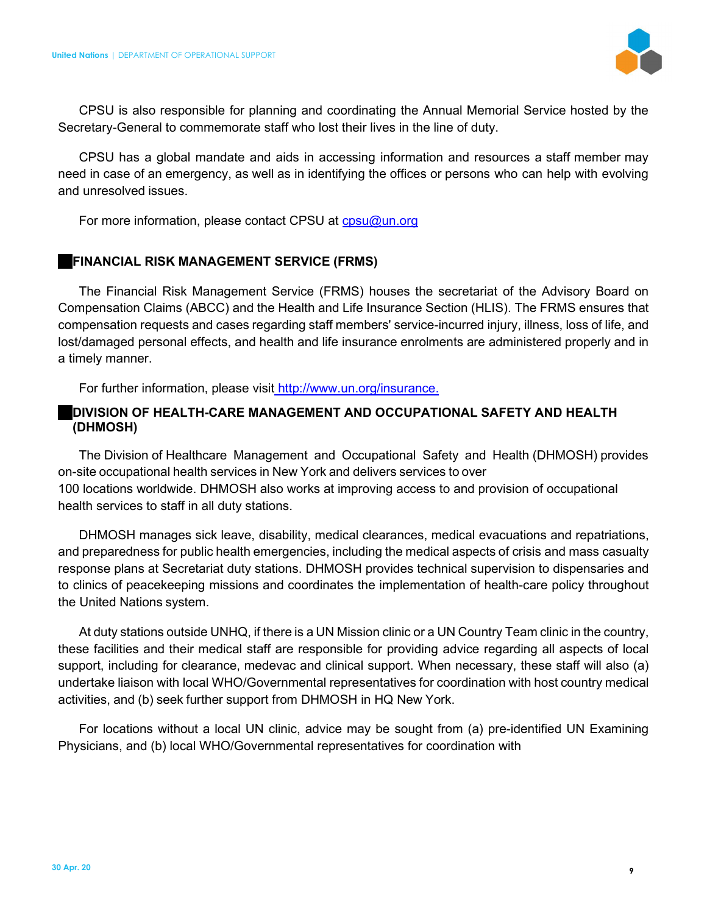CPSU is also responsible for planning and coordinating the Annual Memorial Service hosted by the Secretary-General to commemorate staff who lost their lives in the line of duty.

CPSU has a global mandate and aids in accessing information and resources a staff member may need in case of an emergency, as well as in identifying the offices or persons who can help with evolving and unresolved issues.

For more information, please contact CPSU at cpsu@un.org

## FINANCIAL RISK MANAGEMENT SERVICE (FRMS)

The Financial Risk Management Service (FRMS) houses the secretariat of the Advisory Board on Compensation Claims (ABCC) and the Health and Life Insurance Section (HLIS). The FRMS ensures that compensation requests and cases regarding staff members' service-incurred injury, illness, loss of life, and lost/damaged personal effects, and health and life insurance enrolments are administered properly and in a timely manner.

For further information, please visit http://www.un.org/insurance.

## DIVISION OF HEALTH-CARE MANAGEMENT AND OCCUPATIONAL SAFETY AND HEALTH (DHMOSH)

The Division of Healthcare Management and Occupational Safety and Health (DHMOSH) provides on-site occupational health services in New York and delivers services to over 100 locations worldwide. DHMOSH also works at improving access to and provision of occupational health services to staff in all duty stations.

DHMOSH manages sick leave, disability, medical clearances, medical evacuations and repatriations, and preparedness for public health emergencies, including the medical aspects of crisis and mass casualty response plans at Secretariat duty stations. DHMOSH provides technical supervision to dispensaries and to clinics of peacekeeping missions and coordinates the implementation of health-care policy throughout the United Nations system.

At duty stations outside UNHQ, if there is a UN Mission clinic or a UN Country Team clinic in the country, these facilities and their medical staff are responsible for providing advice regarding all aspects of local support, including for clearance, medevac and clinical support. When necessary, these staff will also (a) undertake liaison with local WHO/Governmental representatives for coordination with host country medical activities, and (b) seek further support from DHMOSH in HQ New York.

For locations without a local UN clinic, advice may be sought from (a) pre-identified UN Examining Physicians, and (b) local WHO/Governmental representatives for coordination with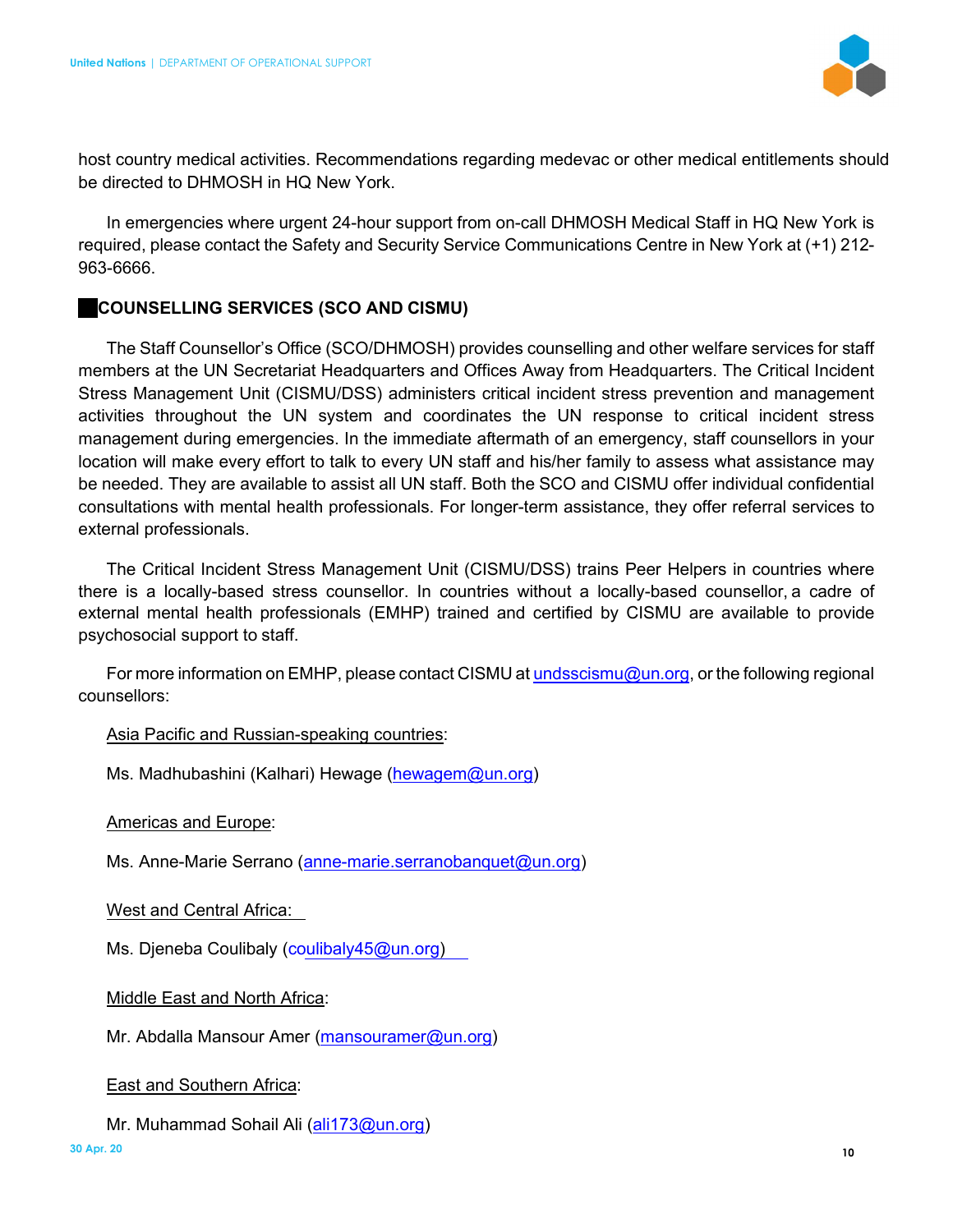host country medical activities. Recommendations regarding medevac or other medical entitlements should be directed to DHMOSH in HQ New York.

In emergencies where urgent 24-hour support from on-call DHMOSH Medical Staff in HQ New York is required, please contact the Safety and Security Service Communications Centre in New York at (+1) 212-963-6666.

## COUNSELLING SERVICES (SCO AND CISMU)

The Staff Counsellor's Office (SCO/DHMOSH) provides counselling and other welfare services for staff members at the UN Secretariat Headquarters and Offices Away from Headquarters. The Critical Incident Stress Management Unit (CISMU/DSS) administers critical incident stress prevention and management activities throughout the UN system and coordinates the UN response to critical incident stress management during emergencies. In the immediate aftermath of an emergency, staff counsellors in your location will make every effort to talk to every UN staff and his/her family to assess what assistance may be needed. They are available to assist all UN staff. Both the SCO and CISMU offer individual confidential consultations with mental health professionals. For longer-term assistance, they offer referral services to external professionals.

The Critical Incident Stress Management Unit (CISMU/DSS) trains Peer Helpers in countries where there is a locally-based stress counsellor. In countries without a locally-based counsellor, a cadre of external mental health professionals (EMHP) trained and certified by CISMU are available to provide psychosocial support to staff.

For more information on EMHP, please contact CISMU at undsscismu@un.org, or the following regional counsellors:

Asia Pacific and Russian-speaking countries:

Ms. Madhubashini (Kalhari) Hewage (hewagem@un.org)

Americas and Europe:

Ms. Anne-Marie Serrano (anne-marie.serranobanquet@un.org)

West and Central Africa:

Ms. Djeneba Coulibaly (coulibaly45@un.org)

Middle East and North Africa:

Mr. Abdalla Mansour Amer (mansouramer@un.org)

East and Southern Africa:

Mr. Muhammad Sohail Ali (ali173@un.org)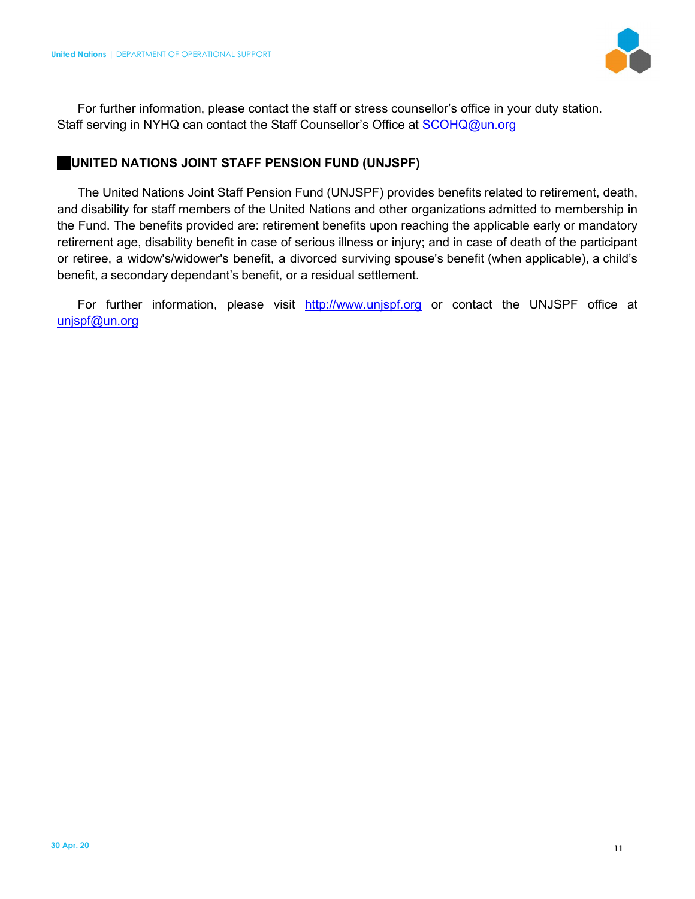For further information, please contact the staff or stress counsellor's office in your duty station. Staff serving in NYHQ can contact the Staff Counsellor's Office at SCOHQ@un.org

## UNITED NATIONS JOINT STAFF PENSION FUND (UNJSPF)

The United Nations Joint Staff Pension Fund (UNJSPF) provides benefits related to retirement, death, and disability for staff members of the United Nations and other organizations admitted to membership in the Fund. The benefits provided are: retirement benefits upon reaching the applicable early or mandatory retirement age, disability benefit in case of serious illness or injury; and in case of death of the participant or retiree, a widow's/widower's benefit, a divorced surviving spouse's benefit (when applicable), a child's benefit, a secondary dependant's benefit, or a residual settlement.

For further information, please visit http://www.unjspf.org or contact the UNJSPF office at unjspf@un.org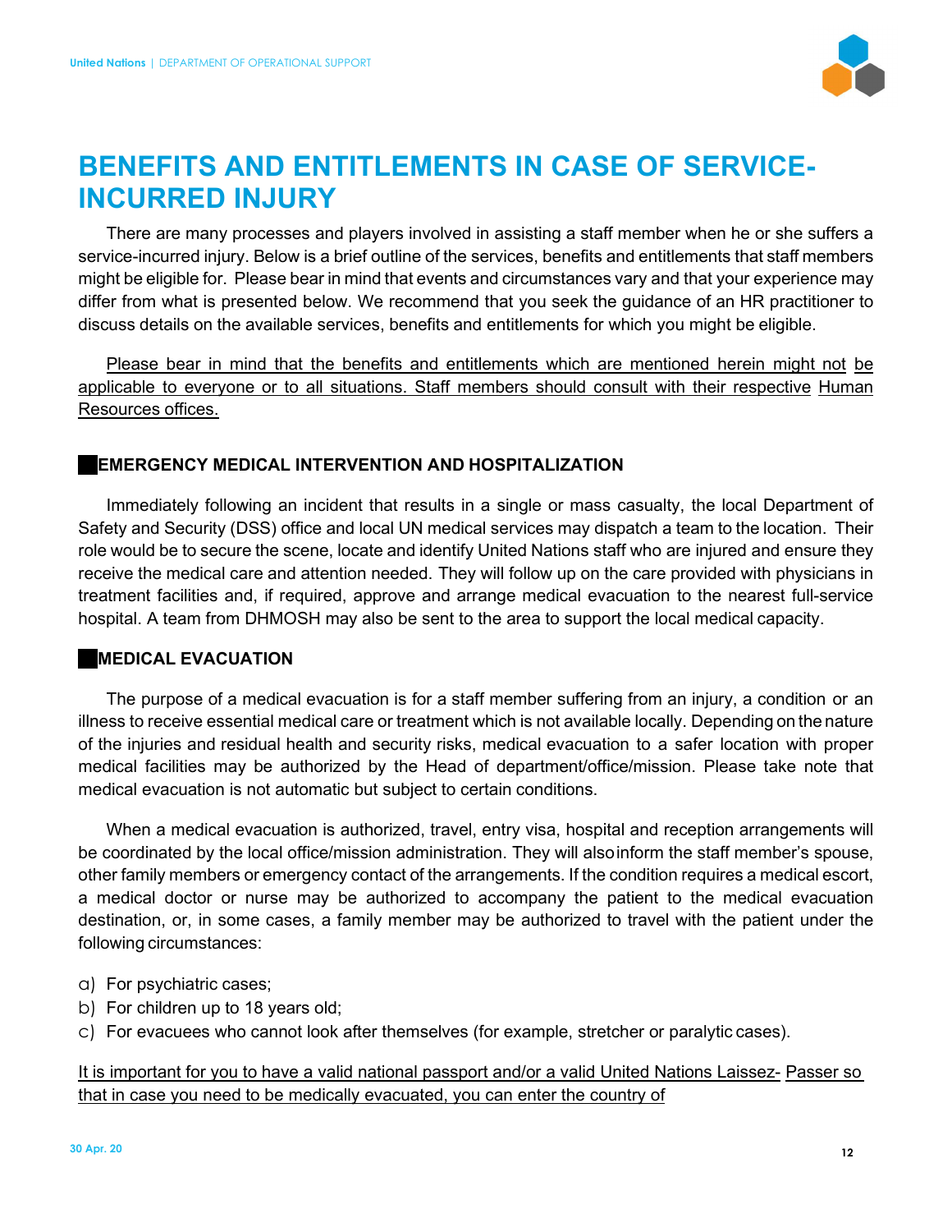# BENEFITS AND ENTITLEMENTS IN CASE OF SERVICE-INCURRED INJURY

There are many processes and players involved in assisting a staff member when he or she suffers a service-incurred injury. Below is a brief outline of the services, benefits and entitlements that staff members might be eligible for. Please bear in mind that events and circumstances vary and that your experience may differ from what is presented below. We recommend that you seek the guidance of an HR practitioner to discuss details on the available services, benefits and entitlements for which you might be eligible.

<u>Please bear in mind that the benefits and entitlements which are mentioned herein might not be applicable to everyone or to all situations. Staff members should consult with their respective Human Resources offices.</u>

## EMERGENCY MEDICAL INTERVENTION AND HOSPITALIZATION

Immediately following an incident that results in a single or mass casualty, the local Department of Safety and Security (DSS) office and local UN medical services may dispatch a team to the location. Their role would be to secure the scene, locate and identify United Nations staff who are injured and ensure they receive the medical care and attention needed. They will follow up on the care provided with physicians in treatment facilities and, if required, approve and arrange medical evacuation to the nearest full-service hospital. A team from DHMOSH may also be sent to the area to support the local medical capacity.

## MEDICAL EVACUATION

The purpose of a medical evacuation is for a staff member suffering from an injury, a condition or an illness to receive essential medical care or treatment which is not available locally. Depending on the nature of the injuries and residual health and security risks, medical evacuation to a safer location with proper medical facilities may be authorized by the Head of department/office/mission. Please take note that medical evacuation is not automatic but subject to certain conditions.

When a medical evacuation is authorized, travel, entry visa, hospital and reception arrangements will be coordinated by the local office/mission administration. They will also inform the staff member's spouse, other family members or emergency contact of the arrangements. If the condition requires a medical escort, a medical doctor or nurse may be authorized to accompany the patient to the medical evacuation destination, or, in some cases, a family member may be authorized to travel with the patient under the following circumstances:

a) For psychiatric cases;
b) For children up to 18 years old;
c) For evacuees who cannot look after themselves (for example, stretcher or paralytic cases).

<u>It is important for you to have a valid national passport and/or a valid United Nations Laissez-Passer so that in case you need to be medically evacuated, you can enter the country of</u>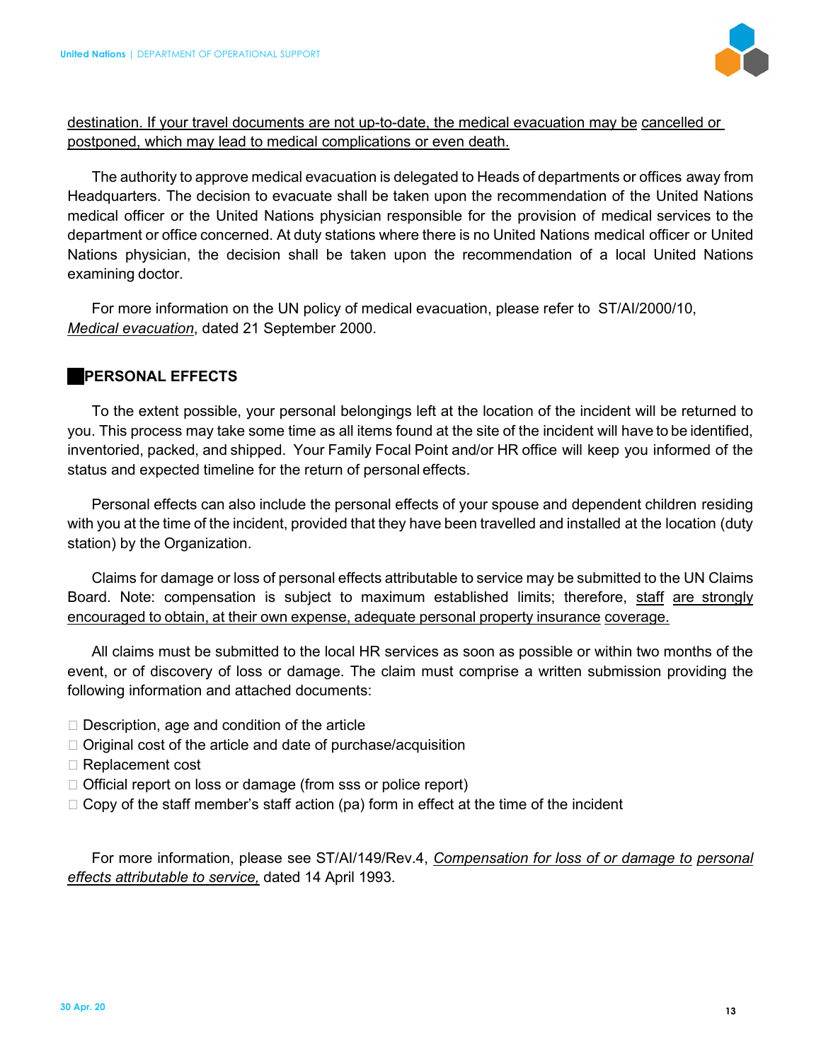destination. If your travel documents are not up-to-date, the medical evacuation may be cancelled or postponed, which may lead to medical complications or even death.

The authority to approve medical evacuation is delegated to Heads of departments or offices away from Headquarters. The decision to evacuate shall be taken upon the recommendation of the United Nations medical officer or the United Nations physician responsible for the provision of medical services to the department or office concerned. At duty stations where there is no United Nations medical officer or United Nations physician, the decision shall be taken upon the recommendation of a local United Nations examining doctor.

For more information on the UN policy of medical evacuation, please refer to ST/AI/2000/10, *Medical evacuation*, dated 21 September 2000.

## PERSONAL EFFECTS

To the extent possible, your personal belongings left at the location of the incident will be returned to you. This process may take some time as all items found at the site of the incident will have to be identified, inventoried, packed, and shipped. Your Family Focal Point and/or HR office will keep you informed of the status and expected timeline for the return of personal effects.

Personal effects can also include the personal effects of your spouse and dependent children residing with you at the time of the incident, provided that they have been travelled and installed at the location (duty station) by the Organization.

Claims for damage or loss of personal effects attributable to service may be submitted to the UN Claims Board. Note: compensation is subject to maximum established limits; therefore, staff are strongly encouraged to obtain, at their own expense, adequate personal property insurance coverage.

All claims must be submitted to the local HR services as soon as possible or within two months of the event, or of discovery of loss or damage. The claim must comprise a written submission providing the following information and attached documents:

- Description, age and condition of the article
- Original cost of the article and date of purchase/acquisition
- Replacement cost
- Official report on loss or damage (from sss or police report)
- Copy of the staff member's staff action (pa) form in effect at the time of the incident

For more information, please see ST/AI/149/Rev.4, *Compensation for loss of or damage to personal effects attributable to service,* dated 14 April 1993.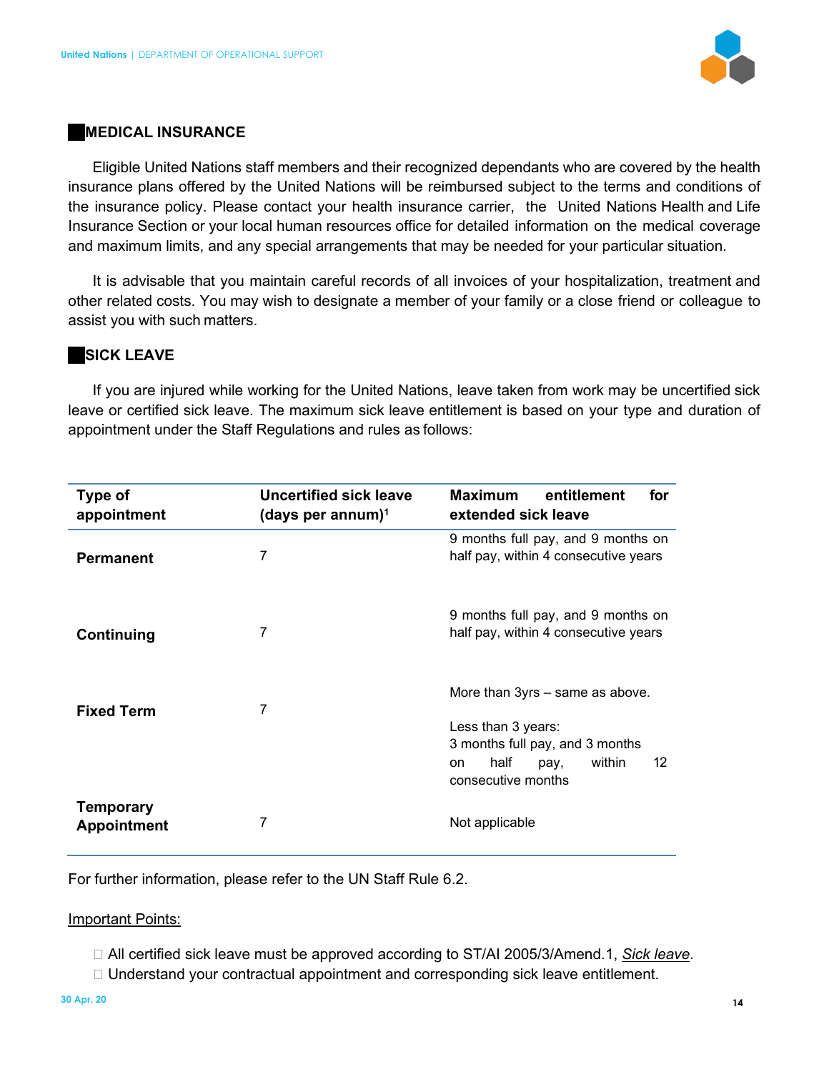## MEDICAL INSURANCE

Eligible United Nations staff members and their recognized dependants who are covered by the health insurance plans offered by the United Nations will be reimbursed subject to the terms and conditions of the insurance policy. Please contact your health insurance carrier, the United Nations Health and Life Insurance Section or your local human resources office for detailed information on the medical coverage and maximum limits, and any special arrangements that may be needed for your particular situation.

It is advisable that you maintain careful records of all invoices of your hospitalization, treatment and other related costs. You may wish to designate a member of your family or a close friend or colleague to assist you with such matters.

## SICK LEAVE

If you are injured while working for the United Nations, leave taken from work may be uncertified sick leave or certified sick leave. The maximum sick leave entitlement is based on your type and duration of appointment under the Staff Regulations and rules as follows:

| Type of appointment | Uncertified sick leave (days per annum)[1] | Maximum entitlement for extended sick leave |
|---|---|---|
| **Permanent** | 7 | 9 months full pay, and 9 months on half pay, within 4 consecutive years |
| **Continuing** | 7 | 9 months full pay, and 9 months on half pay, within 4 consecutive years |
| **Fixed Term** | 7 | More than 3yrs – same as above.<br><br>Less than 3 years:<br>3 months full pay, and 3 months on half pay, within 12 consecutive months |
| **Temporary Appointment** | 7 | Not applicable |

For further information, please refer to the UN Staff Rule 6.2.

Important Points:

- All certified sick leave must be approved according to ST/AI 2005/3/Amend.1, *Sick leave*.
- Understand your contractual appointment and corresponding sick leave entitlement.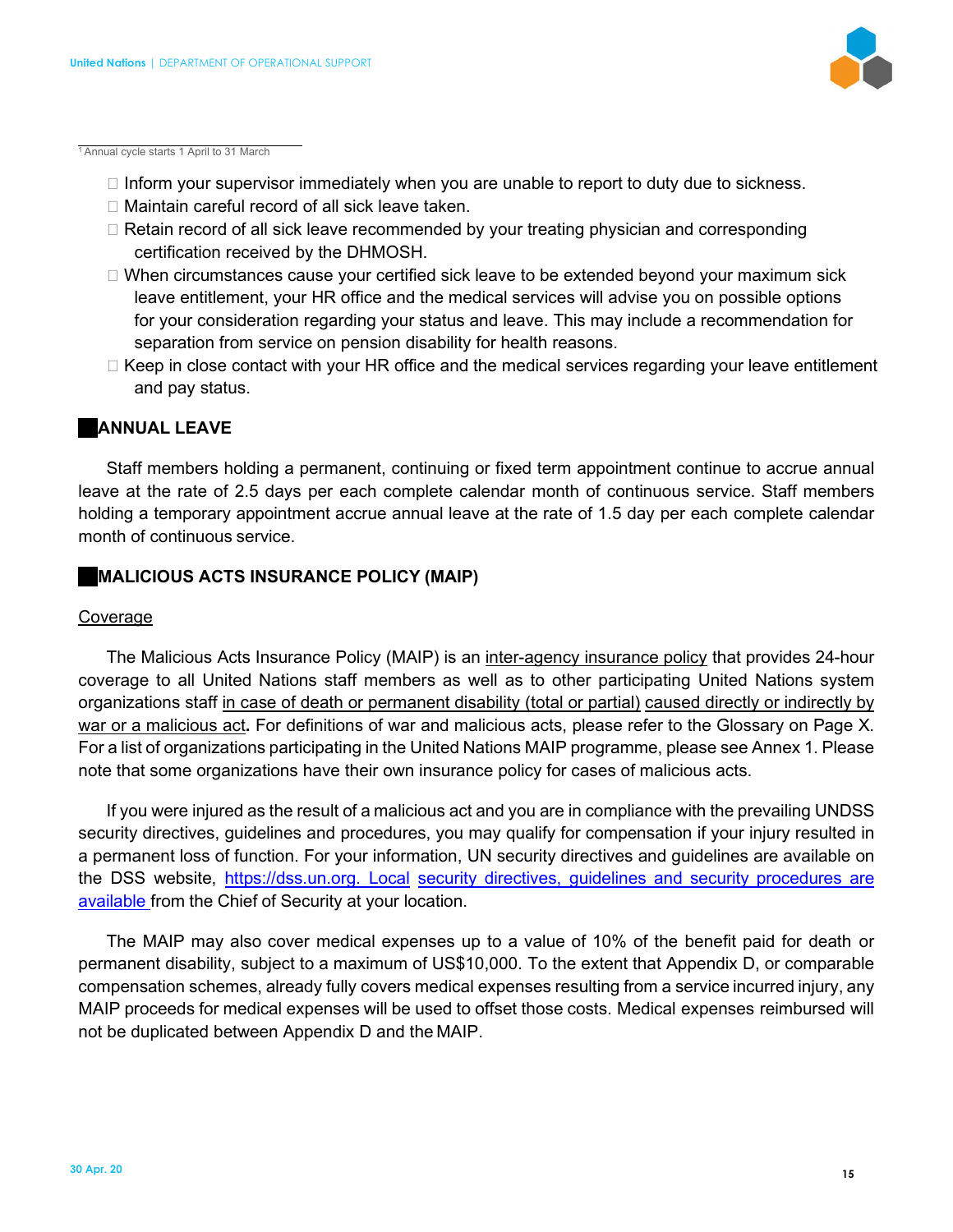[1] Annual cycle starts 1 April to 31 March

- Inform your supervisor immediately when you are unable to report to duty due to sickness.
- Maintain careful record of all sick leave taken.
- Retain record of all sick leave recommended by your treating physician and corresponding certification received by the DHMOSH.
- When circumstances cause your certified sick leave to be extended beyond your maximum sick leave entitlement, your HR office and the medical services will advise you on possible options for your consideration regarding your status and leave. This may include a recommendation for separation from service on pension disability for health reasons.
- Keep in close contact with your HR office and the medical services regarding your leave entitlement and pay status.

## ANNUAL LEAVE

Staff members holding a permanent, continuing or fixed term appointment continue to accrue annual leave at the rate of 2.5 days per each complete calendar month of continuous service. Staff members holding a temporary appointment accrue annual leave at the rate of 1.5 day per each complete calendar month of continuous service.

## MALICIOUS ACTS INSURANCE POLICY (MAIP)

Coverage

The Malicious Acts Insurance Policy (MAIP) is an inter-agency insurance policy that provides 24-hour coverage to all United Nations staff members as well as to other participating United Nations system organizations staff in case of death or permanent disability (total or partial) caused directly or indirectly by war or a malicious act**.** For definitions of war and malicious acts, please refer to the Glossary on Page X. For a list of organizations participating in the United Nations MAIP programme, please see Annex 1. Please note that some organizations have their own insurance policy for cases of malicious acts.

If you were injured as the result of a malicious act and you are in compliance with the prevailing UNDSS security directives, guidelines and procedures, you may qualify for compensation if your injury resulted in a permanent loss of function. For your information, UN security directives and guidelines are available on the DSS website, https://dss.un.org. Local security directives, guidelines and security procedures are available from the Chief of Security at your location.

The MAIP may also cover medical expenses up to a value of 10% of the benefit paid for death or permanent disability, subject to a maximum of US$10,000. To the extent that Appendix D, or comparable compensation schemes, already fully covers medical expenses resulting from a service incurred injury, any MAIP proceeds for medical expenses will be used to offset those costs. Medical expenses reimbursed will not be duplicated between Appendix D and the MAIP.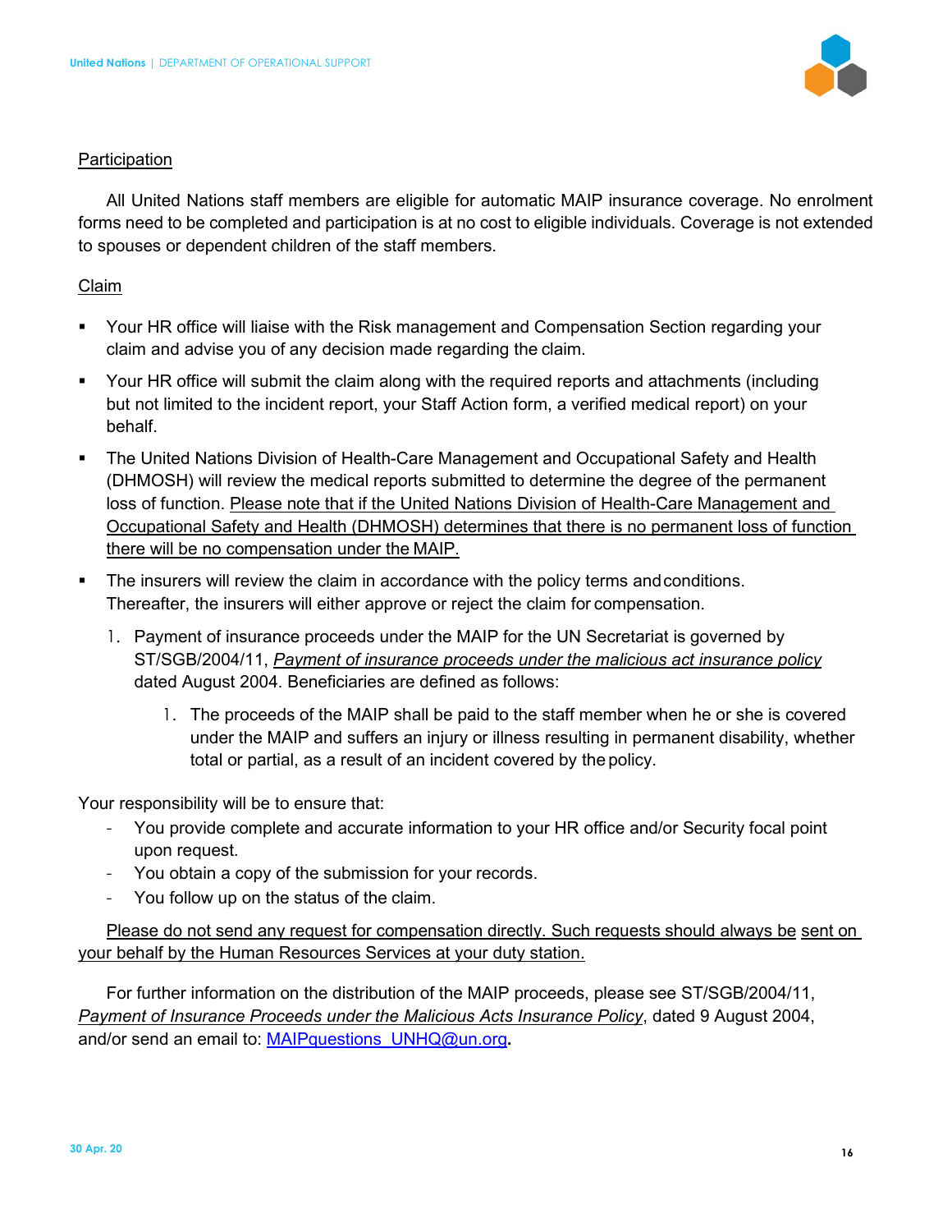<u>Participation</u>

All United Nations staff members are eligible for automatic MAIP insurance coverage. No enrolment forms need to be completed and participation is at no cost to eligible individuals. Coverage is not extended to spouses or dependent children of the staff members.

<u>Claim</u>

- Your HR office will liaise with the Risk management and Compensation Section regarding your claim and advise you of any decision made regarding the claim.
- Your HR office will submit the claim along with the required reports and attachments (including but not limited to the incident report, your Staff Action form, a verified medical report) on your behalf.
- The United Nations Division of Health-Care Management and Occupational Safety and Health (DHMOSH) will review the medical reports submitted to determine the degree of the permanent loss of function. <u>Please note that if the United Nations Division of Health-Care Management and Occupational Safety and Health (DHMOSH) determines that there is no permanent loss of function there will be no compensation under the MAIP.</u>
- The insurers will review the claim in accordance with the policy terms and conditions. Thereafter, the insurers will either approve or reject the claim for compensation.
   1. Payment of insurance proceeds under the MAIP for the UN Secretariat is governed by ST/SGB/2004/11, *<u>Payment of insurance proceeds under the malicious act insurance policy</u>* dated August 2004. Beneficiaries are defined as follows:
      1. The proceeds of the MAIP shall be paid to the staff member when he or she is covered under the MAIP and suffers an injury or illness resulting in permanent disability, whether total or partial, as a result of an incident covered by the policy.

Your responsibility will be to ensure that:

- You provide complete and accurate information to your HR office and/or Security focal point upon request.
- You obtain a copy of the submission for your records.
- You follow up on the status of the claim.

<u>Please do not send any request for compensation directly. Such requests should always be sent on your behalf by the Human Resources Services at your duty station.</u>

For further information on the distribution of the MAIP proceeds, please see ST/SGB/2004/11, *<u>Payment of Insurance Proceeds under the Malicious Acts Insurance Policy</u>*, dated 9 August 2004, and/or send an email to: MAIPquestions_UNHQ@un.org.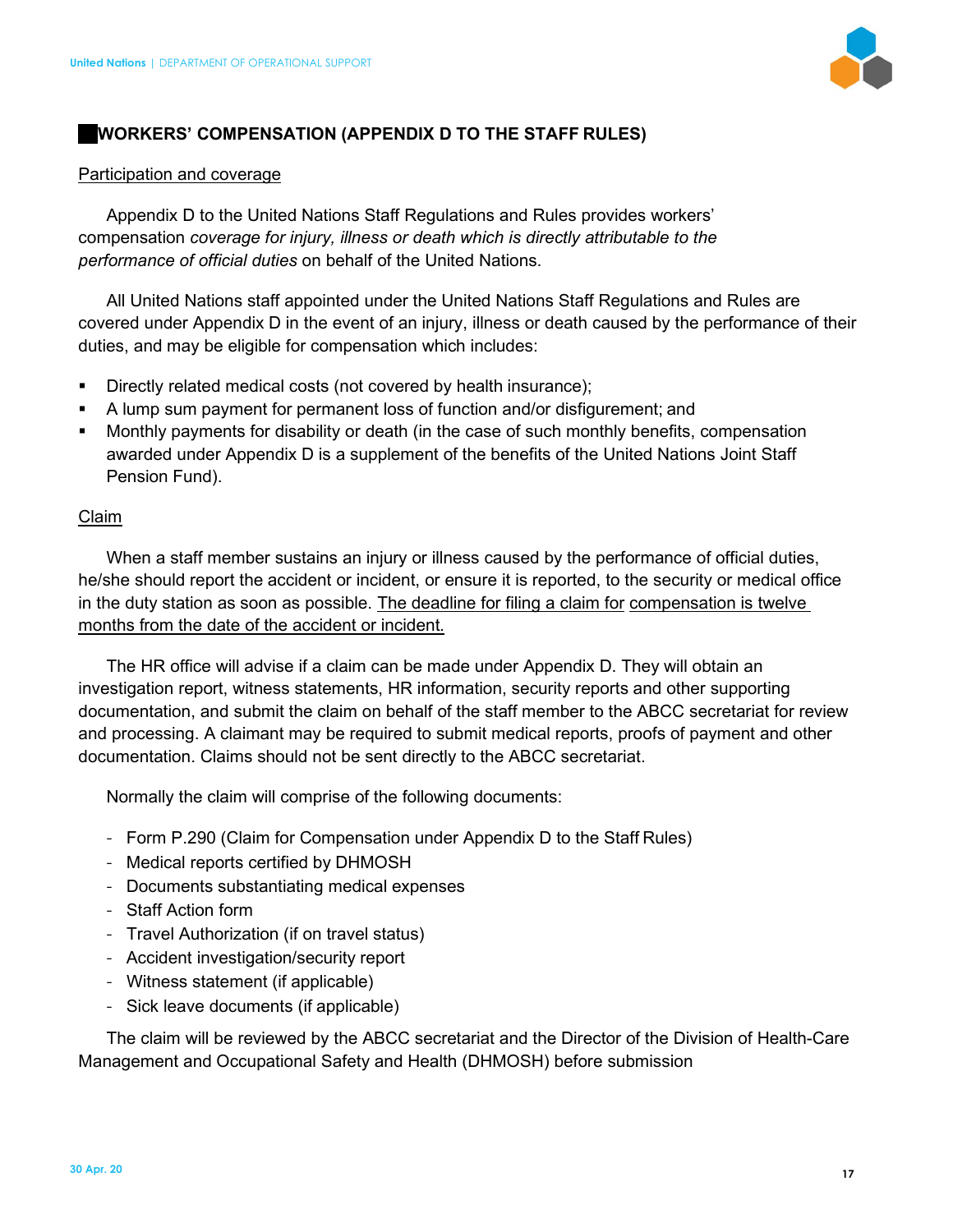## WORKERS' COMPENSATION (APPENDIX D TO THE STAFF RULES)

Participation and coverage

Appendix D to the United Nations Staff Regulations and Rules provides workers' compensation *coverage for injury, illness or death which is directly attributable to the performance of official duties* on behalf of the United Nations.

All United Nations staff appointed under the United Nations Staff Regulations and Rules are covered under Appendix D in the event of an injury, illness or death caused by the performance of their duties, and may be eligible for compensation which includes:

- Directly related medical costs (not covered by health insurance);
- A lump sum payment for permanent loss of function and/or disfigurement; and
- Monthly payments for disability or death (in the case of such monthly benefits, compensation awarded under Appendix D is a supplement of the benefits of the United Nations Joint Staff Pension Fund).

Claim

When a staff member sustains an injury or illness caused by the performance of official duties, he/she should report the accident or incident, or ensure it is reported, to the security or medical office in the duty station as soon as possible. The deadline for filing a claim for compensation is twelve months from the date of the accident or incident.

The HR office will advise if a claim can be made under Appendix D. They will obtain an investigation report, witness statements, HR information, security reports and other supporting documentation, and submit the claim on behalf of the staff member to the ABCC secretariat for review and processing. A claimant may be required to submit medical reports, proofs of payment and other documentation. Claims should not be sent directly to the ABCC secretariat.

Normally the claim will comprise of the following documents:

- Form P.290 (Claim for Compensation under Appendix D to the Staff Rules)
- Medical reports certified by DHMOSH
- Documents substantiating medical expenses
- Staff Action form
- Travel Authorization (if on travel status)
- Accident investigation/security report
- Witness statement (if applicable)
- Sick leave documents (if applicable)

The claim will be reviewed by the ABCC secretariat and the Director of the Division of Health-Care Management and Occupational Safety and Health (DHMOSH) before submission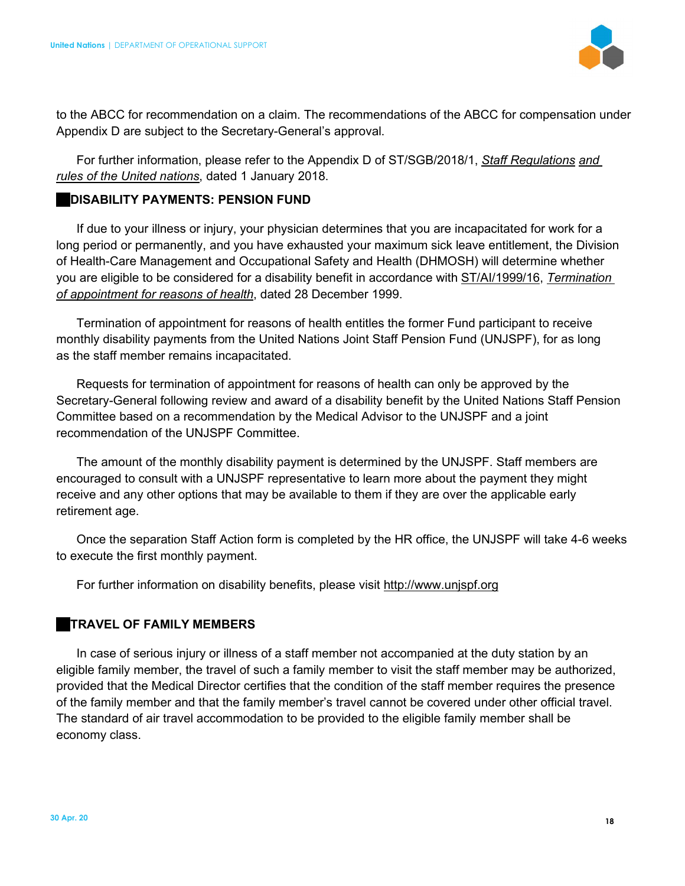to the ABCC for recommendation on a claim. The recommendations of the ABCC for compensation under Appendix D are subject to the Secretary-General's approval.

For further information, please refer to the Appendix D of ST/SGB/2018/1, *Staff Regulations and rules of the United nations*, dated 1 January 2018.

## DISABILITY PAYMENTS: PENSION FUND

If due to your illness or injury, your physician determines that you are incapacitated for work for a long period or permanently, and you have exhausted your maximum sick leave entitlement, the Division of Health-Care Management and Occupational Safety and Health (DHMOSH) will determine whether you are eligible to be considered for a disability benefit in accordance with ST/AI/1999/16, *Termination of appointment for reasons of health*, dated 28 December 1999.

Termination of appointment for reasons of health entitles the former Fund participant to receive monthly disability payments from the United Nations Joint Staff Pension Fund (UNJSPF), for as long as the staff member remains incapacitated.

Requests for termination of appointment for reasons of health can only be approved by the Secretary-General following review and award of a disability benefit by the United Nations Staff Pension Committee based on a recommendation by the Medical Advisor to the UNJSPF and a joint recommendation of the UNJSPF Committee.

The amount of the monthly disability payment is determined by the UNJSPF. Staff members are encouraged to consult with a UNJSPF representative to learn more about the payment they might receive and any other options that may be available to them if they are over the applicable early retirement age.

Once the separation Staff Action form is completed by the HR office, the UNJSPF will take 4-6 weeks to execute the first monthly payment.

For further information on disability benefits, please visit http://www.unjspf.org

## TRAVEL OF FAMILY MEMBERS

In case of serious injury or illness of a staff member not accompanied at the duty station by an eligible family member, the travel of such a family member to visit the staff member may be authorized, provided that the Medical Director certifies that the condition of the staff member requires the presence of the family member and that the family member's travel cannot be covered under other official travel. The standard of air travel accommodation to be provided to the eligible family member shall be economy class.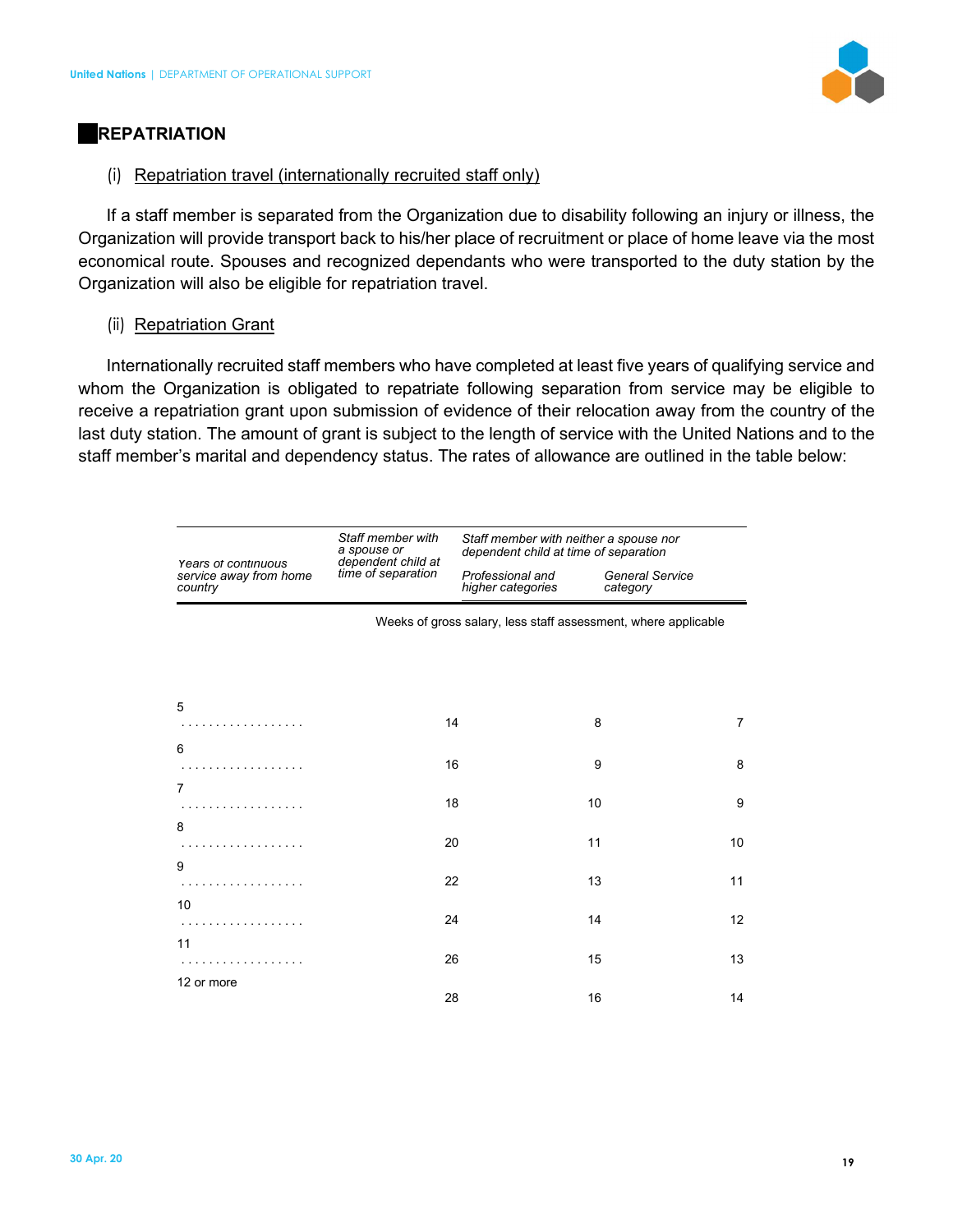## REPATRIATION

(i) Repatriation travel (internationally recruited staff only)

If a staff member is separated from the Organization due to disability following an injury or illness, the Organization will provide transport back to his/her place of recruitment or place of home leave via the most economical route. Spouses and recognized dependants who were transported to the duty station by the Organization will also be eligible for repatriation travel.

(ii) Repatriation Grant

Internationally recruited staff members who have completed at least five years of qualifying service and whom the Organization is obligated to repatriate following separation from service may be eligible to receive a repatriation grant upon submission of evidence of their relocation away from the country of the last duty station. The amount of grant is subject to the length of service with the United Nations and to the staff member's marital and dependency status. The rates of allowance are outlined in the table below:

| *Years of continuous service away from home country* | *Staff member with a spouse or dependent child at time of separation* | *Staff member with neither a spouse nor dependent child at time of separation* | |
|---|---|---|---|
| | | *Professional and higher categories* | *General Service category* |
| | Weeks of gross salary, less staff assessment, where applicable | | |
| 5 . . . . . . . . . . . . . . . . . . | 14 | 8 | 7 |
| 6 . . . . . . . . . . . . . . . . . . | 16 | 9 | 8 |
| 7 . . . . . . . . . . . . . . . . . . | 18 | 10 | 9 |
| 8 . . . . . . . . . . . . . . . . . . | 20 | 11 | 10 |
| 9 . . . . . . . . . . . . . . . . . . | 22 | 13 | 11 |
| 10 . . . . . . . . . . . . . . . . . . | 24 | 14 | 12 |
| 11 . . . . . . . . . . . . . . . . . . | 26 | 15 | 13 |
| 12 or more | 28 | 16 | 14 |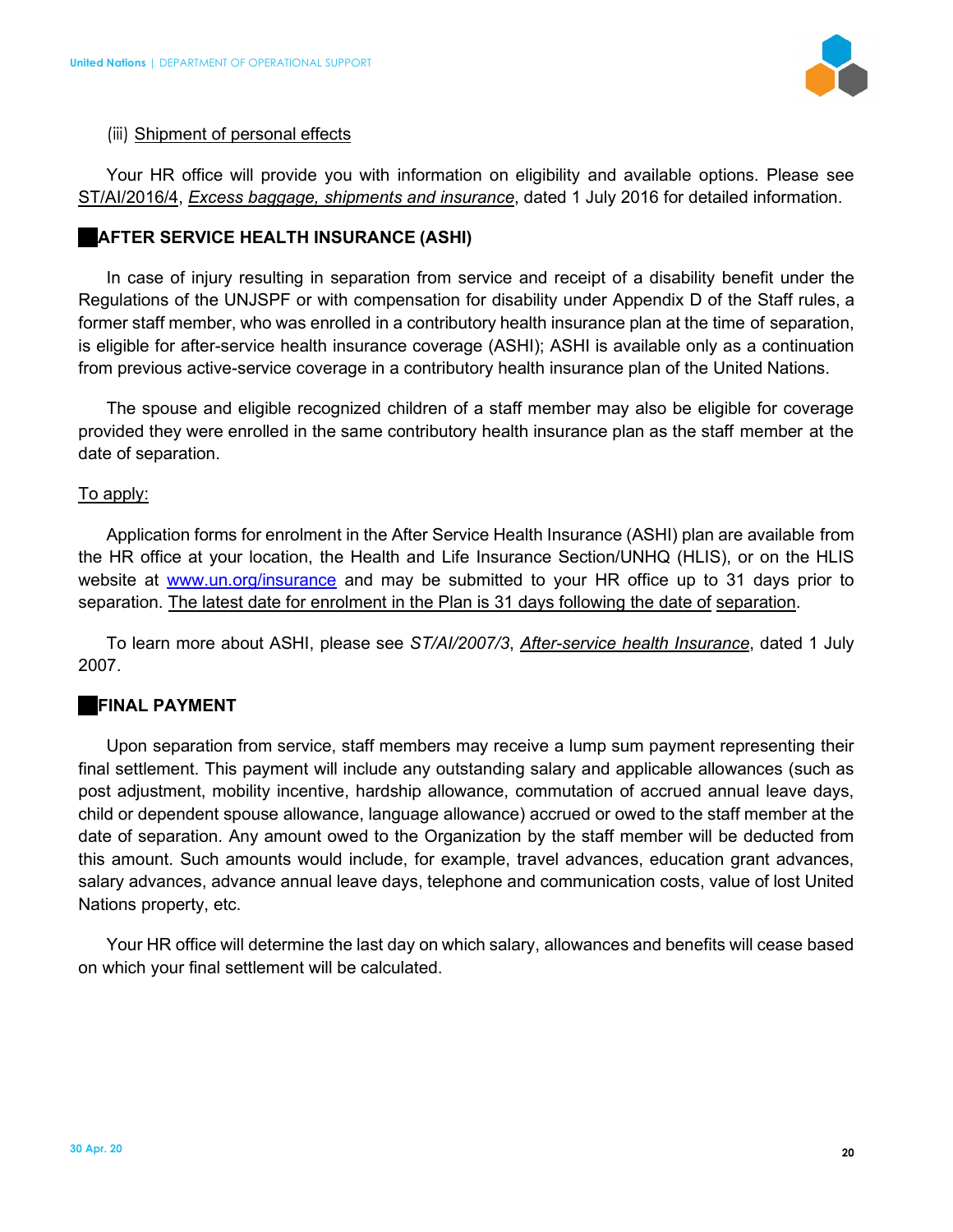(iii) Shipment of personal effects

Your HR office will provide you with information on eligibility and available options. Please see ST/AI/2016/4, *Excess baggage, shipments and insurance*, dated 1 July 2016 for detailed information.

## AFTER SERVICE HEALTH INSURANCE (ASHI)

In case of injury resulting in separation from service and receipt of a disability benefit under the Regulations of the UNJSPF or with compensation for disability under Appendix D of the Staff rules, a former staff member, who was enrolled in a contributory health insurance plan at the time of separation, is eligible for after-service health insurance coverage (ASHI); ASHI is available only as a continuation from previous active-service coverage in a contributory health insurance plan of the United Nations.

The spouse and eligible recognized children of a staff member may also be eligible for coverage provided they were enrolled in the same contributory health insurance plan as the staff member at the date of separation.

To apply:

Application forms for enrolment in the After Service Health Insurance (ASHI) plan are available from the HR office at your location, the Health and Life Insurance Section/UNHQ (HLIS), or on the HLIS website at www.un.org/insurance and may be submitted to your HR office up to 31 days prior to separation. The latest date for enrolment in the Plan is 31 days following the date of separation.

To learn more about ASHI, please see *ST/AI/2007/3*, *After-service health Insurance*, dated 1 July 2007.

## FINAL PAYMENT

Upon separation from service, staff members may receive a lump sum payment representing their final settlement. This payment will include any outstanding salary and applicable allowances (such as post adjustment, mobility incentive, hardship allowance, commutation of accrued annual leave days, child or dependent spouse allowance, language allowance) accrued or owed to the staff member at the date of separation. Any amount owed to the Organization by the staff member will be deducted from this amount. Such amounts would include, for example, travel advances, education grant advances, salary advances, advance annual leave days, telephone and communication costs, value of lost United Nations property, etc.

Your HR office will determine the last day on which salary, allowances and benefits will cease based on which your final settlement will be calculated.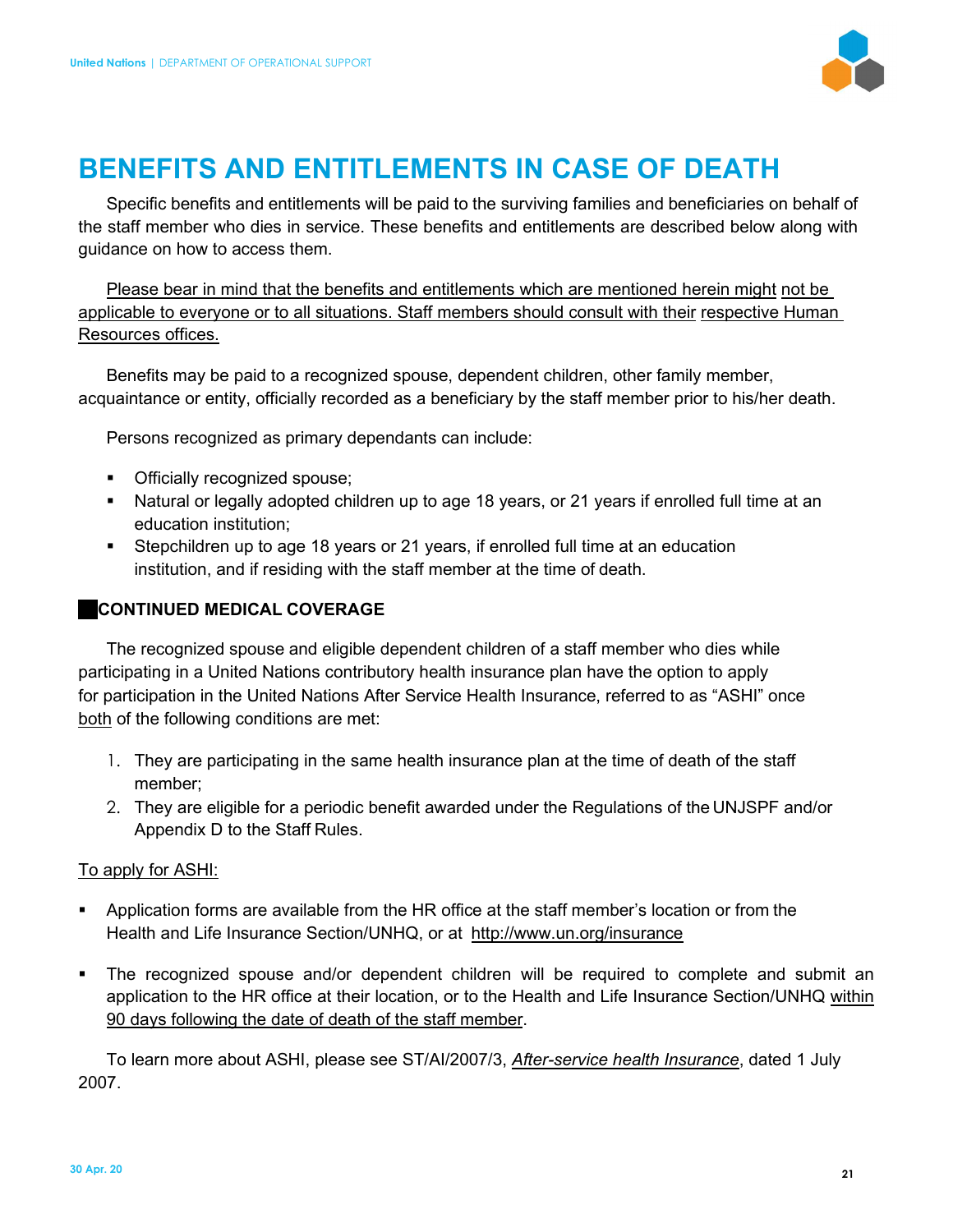# BENEFITS AND ENTITLEMENTS IN CASE OF DEATH

Specific benefits and entitlements will be paid to the surviving families and beneficiaries on behalf of the staff member who dies in service. These benefits and entitlements are described below along with guidance on how to access them.

Please bear in mind that the benefits and entitlements which are mentioned herein might not be applicable to everyone or to all situations. Staff members should consult with their respective Human Resources offices.

Benefits may be paid to a recognized spouse, dependent children, other family member, acquaintance or entity, officially recorded as a beneficiary by the staff member prior to his/her death.

Persons recognized as primary dependants can include:

- Officially recognized spouse;
- Natural or legally adopted children up to age 18 years, or 21 years if enrolled full time at an education institution;
- Stepchildren up to age 18 years or 21 years, if enrolled full time at an education institution, and if residing with the staff member at the time of death.

## CONTINUED MEDICAL COVERAGE

The recognized spouse and eligible dependent children of a staff member who dies while participating in a United Nations contributory health insurance plan have the option to apply for participation in the United Nations After Service Health Insurance, referred to as "ASHI" once both of the following conditions are met:

1. They are participating in the same health insurance plan at the time of death of the staff member;
2. They are eligible for a periodic benefit awarded under the Regulations of the UNJSPF and/or Appendix D to the Staff Rules.

To apply for ASHI:

- Application forms are available from the HR office at the staff member's location or from the Health and Life Insurance Section/UNHQ, or at http://www.un.org/insurance
- The recognized spouse and/or dependent children will be required to complete and submit an application to the HR office at their location, or to the Health and Life Insurance Section/UNHQ within 90 days following the date of death of the staff member.

To learn more about ASHI, please see ST/AI/2007/3, *After-service health Insurance*, dated 1 July 2007.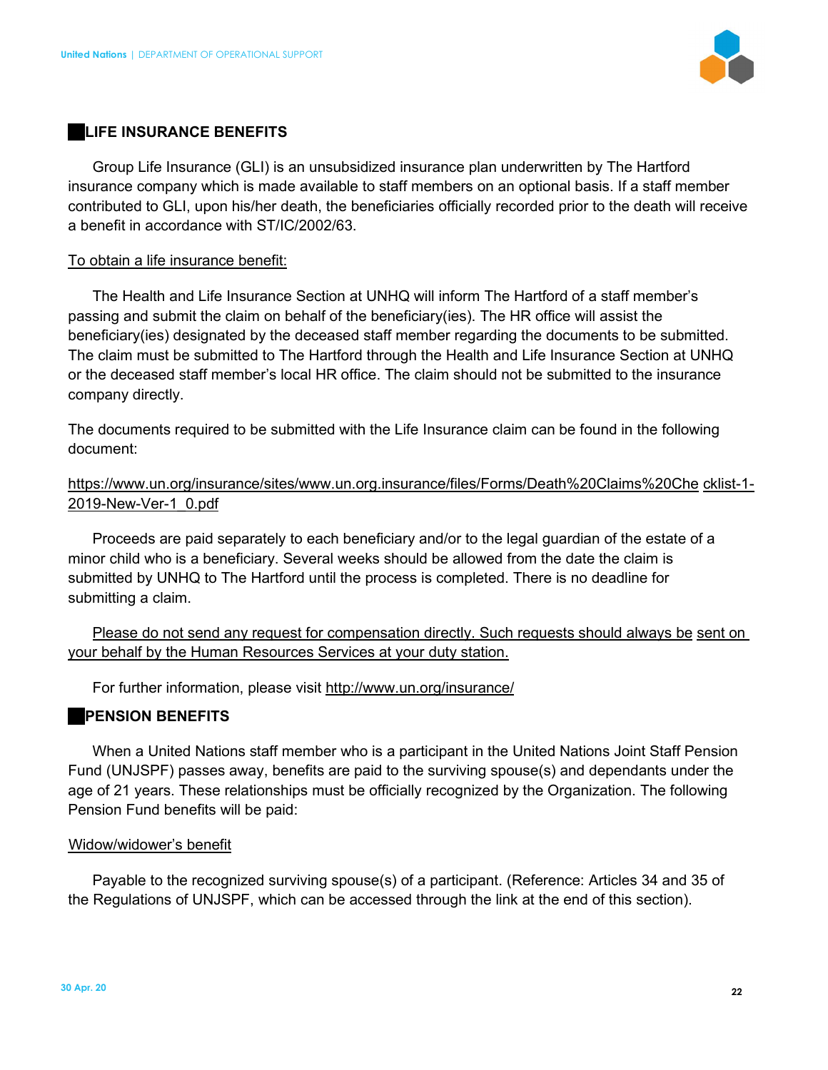## LIFE INSURANCE BENEFITS

Group Life Insurance (GLI) is an unsubsidized insurance plan underwritten by The Hartford insurance company which is made available to staff members on an optional basis. If a staff member contributed to GLI, upon his/her death, the beneficiaries officially recorded prior to the death will receive a benefit in accordance with ST/IC/2002/63.

To obtain a life insurance benefit:

The Health and Life Insurance Section at UNHQ will inform The Hartford of a staff member's passing and submit the claim on behalf of the beneficiary(ies). The HR office will assist the beneficiary(ies) designated by the deceased staff member regarding the documents to be submitted. The claim must be submitted to The Hartford through the Health and Life Insurance Section at UNHQ or the deceased staff member's local HR office. The claim should not be submitted to the insurance company directly.

The documents required to be submitted with the Life Insurance claim can be found in the following document:

https://www.un.org/insurance/sites/www.un.org.insurance/files/Forms/Death%20Claims%20Checklist-1-2019-New-Ver-1_0.pdf

Proceeds are paid separately to each beneficiary and/or to the legal guardian of the estate of a minor child who is a beneficiary. Several weeks should be allowed from the date the claim is submitted by UNHQ to The Hartford until the process is completed. There is no deadline for submitting a claim.

Please do not send any request for compensation directly. Such requests should always be sent on your behalf by the Human Resources Services at your duty station.

For further information, please visit http://www.un.org/insurance/

## PENSION BENEFITS

When a United Nations staff member who is a participant in the United Nations Joint Staff Pension Fund (UNJSPF) passes away, benefits are paid to the surviving spouse(s) and dependants under the age of 21 years. These relationships must be officially recognized by the Organization. The following Pension Fund benefits will be paid:

Widow/widower's benefit

Payable to the recognized surviving spouse(s) of a participant. (Reference: Articles 34 and 35 of the Regulations of UNJSPF, which can be accessed through the link at the end of this section).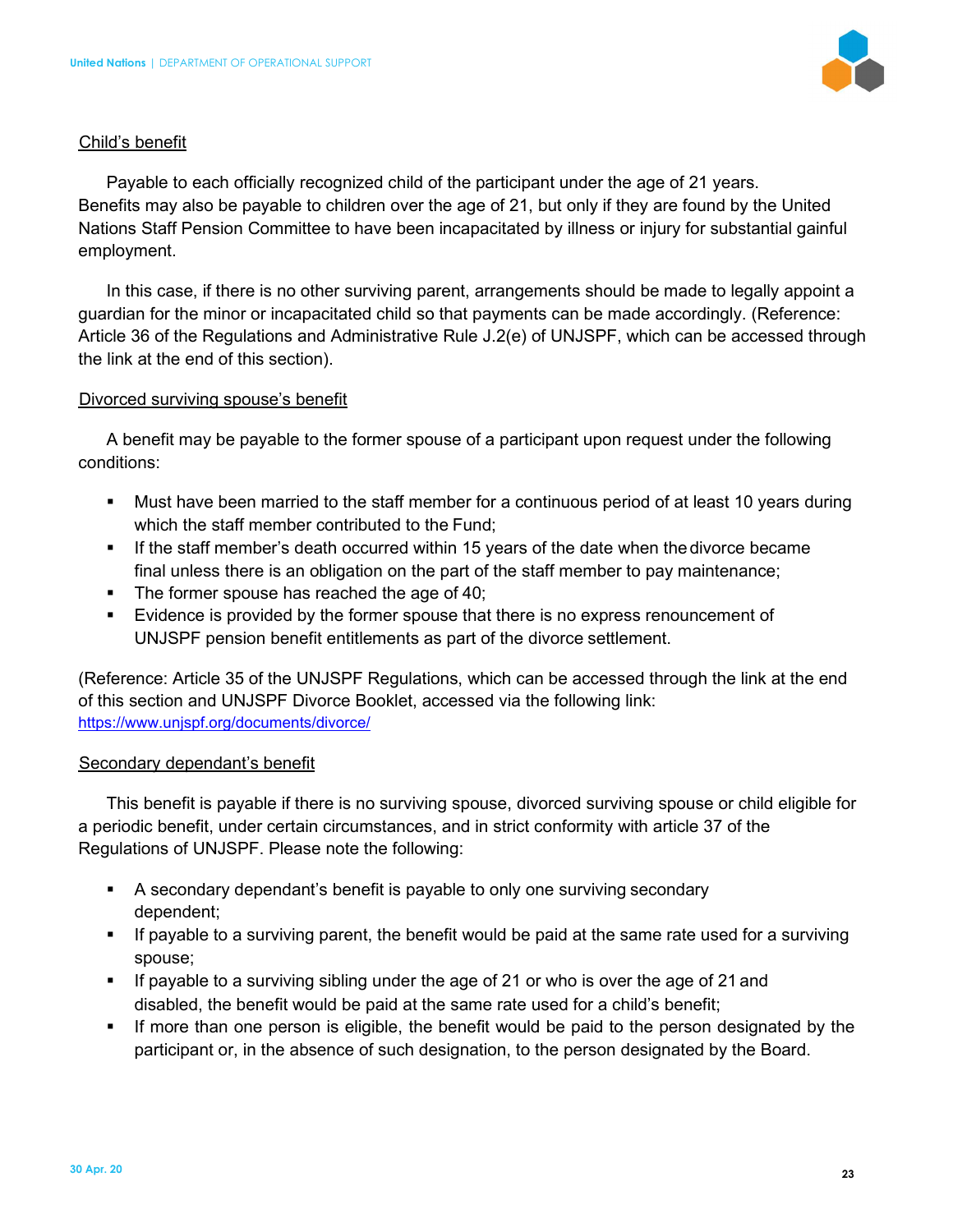Child's benefit

Payable to each officially recognized child of the participant under the age of 21 years. Benefits may also be payable to children over the age of 21, but only if they are found by the United Nations Staff Pension Committee to have been incapacitated by illness or injury for substantial gainful employment.

In this case, if there is no other surviving parent, arrangements should be made to legally appoint a guardian for the minor or incapacitated child so that payments can be made accordingly. (Reference: Article 36 of the Regulations and Administrative Rule J.2(e) of UNJSPF, which can be accessed through the link at the end of this section).

Divorced surviving spouse's benefit

A benefit may be payable to the former spouse of a participant upon request under the following conditions:

- Must have been married to the staff member for a continuous period of at least 10 years during which the staff member contributed to the Fund;
- If the staff member's death occurred within 15 years of the date when the divorce became final unless there is an obligation on the part of the staff member to pay maintenance;
- The former spouse has reached the age of 40;
- Evidence is provided by the former spouse that there is no express renouncement of UNJSPF pension benefit entitlements as part of the divorce settlement.

(Reference: Article 35 of the UNJSPF Regulations, which can be accessed through the link at the end of this section and UNJSPF Divorce Booklet, accessed via the following link: https://www.unjspf.org/documents/divorce/

Secondary dependant's benefit

This benefit is payable if there is no surviving spouse, divorced surviving spouse or child eligible for a periodic benefit, under certain circumstances, and in strict conformity with article 37 of the Regulations of UNJSPF. Please note the following:

- A secondary dependant's benefit is payable to only one surviving secondary dependent;
- If payable to a surviving parent, the benefit would be paid at the same rate used for a surviving spouse;
- If payable to a surviving sibling under the age of 21 or who is over the age of 21 and disabled, the benefit would be paid at the same rate used for a child's benefit;
- If more than one person is eligible, the benefit would be paid to the person designated by the participant or, in the absence of such designation, to the person designated by the Board.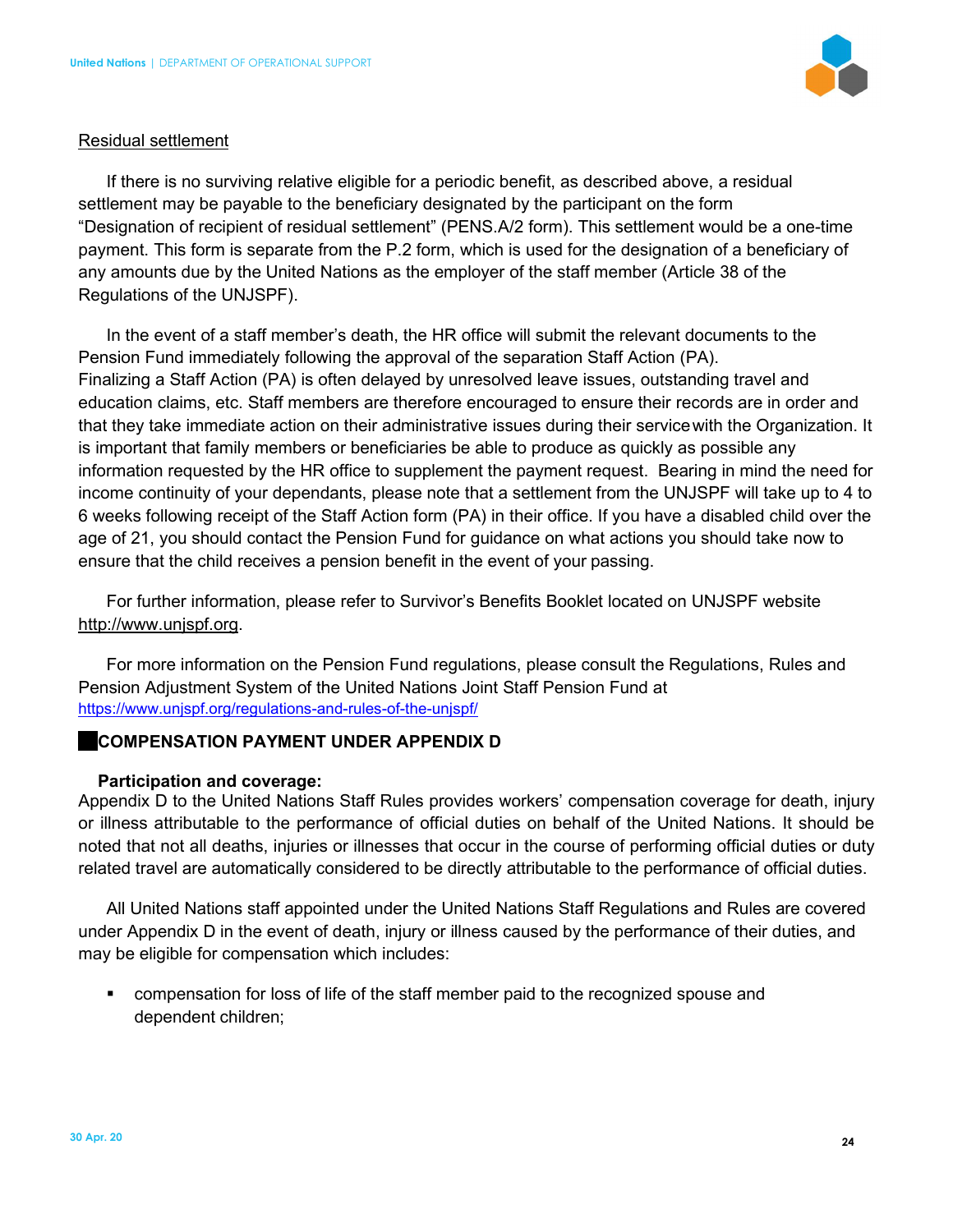Residual settlement

If there is no surviving relative eligible for a periodic benefit, as described above, a residual settlement may be payable to the beneficiary designated by the participant on the form "Designation of recipient of residual settlement" (PENS.A/2 form). This settlement would be a one-time payment. This form is separate from the P.2 form, which is used for the designation of a beneficiary of any amounts due by the United Nations as the employer of the staff member (Article 38 of the Regulations of the UNJSPF).

In the event of a staff member's death, the HR office will submit the relevant documents to the Pension Fund immediately following the approval of the separation Staff Action (PA). Finalizing a Staff Action (PA) is often delayed by unresolved leave issues, outstanding travel and education claims, etc. Staff members are therefore encouraged to ensure their records are in order and that they take immediate action on their administrative issues during their service with the Organization. It is important that family members or beneficiaries be able to produce as quickly as possible any information requested by the HR office to supplement the payment request. Bearing in mind the need for income continuity of your dependants, please note that a settlement from the UNJSPF will take up to 4 to 6 weeks following receipt of the Staff Action form (PA) in their office. If you have a disabled child over the age of 21, you should contact the Pension Fund for guidance on what actions you should take now to ensure that the child receives a pension benefit in the event of your passing.

For further information, please refer to Survivor's Benefits Booklet located on UNJSPF website http://www.unjspf.org.

For more information on the Pension Fund regulations, please consult the Regulations, Rules and Pension Adjustment System of the United Nations Joint Staff Pension Fund at https://www.unjspf.org/regulations-and-rules-of-the-unjspf/

## COMPENSATION PAYMENT UNDER APPENDIX D

**Participation and coverage:**

Appendix D to the United Nations Staff Rules provides workers' compensation coverage for death, injury or illness attributable to the performance of official duties on behalf of the United Nations. It should be noted that not all deaths, injuries or illnesses that occur in the course of performing official duties or duty related travel are automatically considered to be directly attributable to the performance of official duties.

All United Nations staff appointed under the United Nations Staff Regulations and Rules are covered under Appendix D in the event of death, injury or illness caused by the performance of their duties, and may be eligible for compensation which includes:

- compensation for loss of life of the staff member paid to the recognized spouse and dependent children;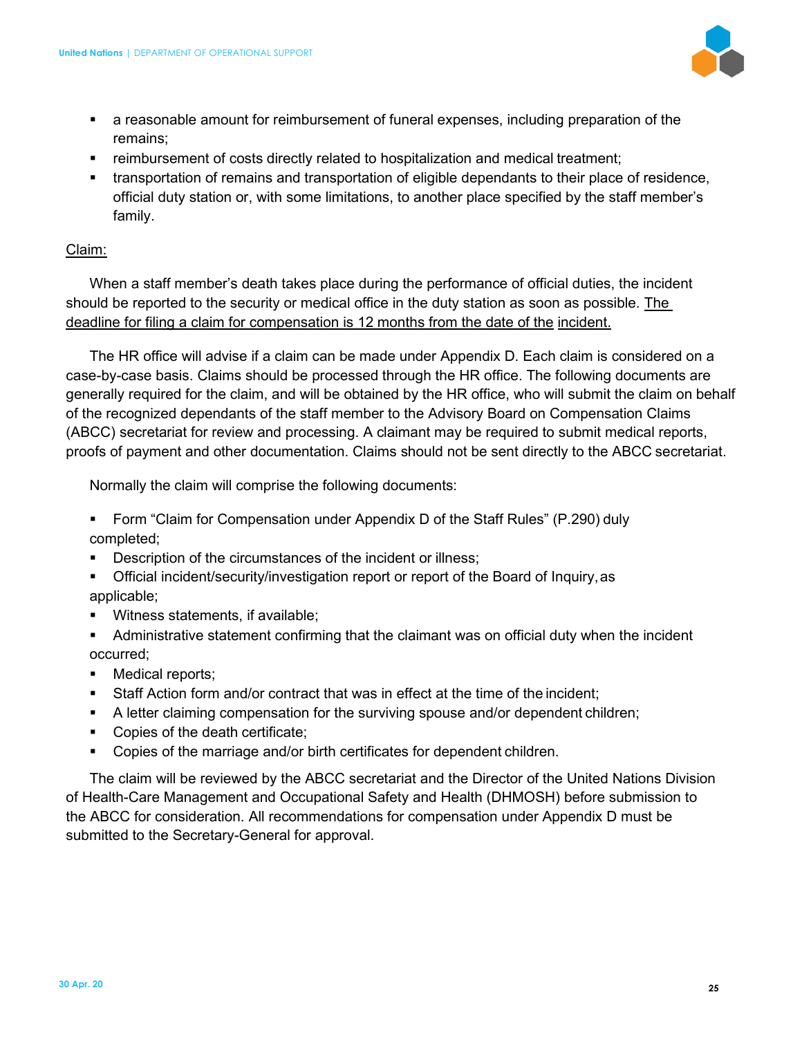- a reasonable amount for reimbursement of funeral expenses, including preparation of the remains;
- reimbursement of costs directly related to hospitalization and medical treatment;
- transportation of remains and transportation of eligible dependants to their place of residence, official duty station or, with some limitations, to another place specified by the staff member's family.

<u>Claim:</u>

When a staff member's death takes place during the performance of official duties, the incident should be reported to the security or medical office in the duty station as soon as possible. <u>The deadline for filing a claim for compensation is 12 months from the date of the incident.</u>

The HR office will advise if a claim can be made under Appendix D. Each claim is considered on a case-by-case basis. Claims should be processed through the HR office. The following documents are generally required for the claim, and will be obtained by the HR office, who will submit the claim on behalf of the recognized dependants of the staff member to the Advisory Board on Compensation Claims (ABCC) secretariat for review and processing. A claimant may be required to submit medical reports, proofs of payment and other documentation. Claims should not be sent directly to the ABCC secretariat.

Normally the claim will comprise the following documents:

- Form "Claim for Compensation under Appendix D of the Staff Rules" (P.290) duly completed;
- Description of the circumstances of the incident or illness;
- Official incident/security/investigation report or report of the Board of Inquiry, as applicable;
- Witness statements, if available;
- Administrative statement confirming that the claimant was on official duty when the incident occurred;
- Medical reports;
- Staff Action form and/or contract that was in effect at the time of the incident;
- A letter claiming compensation for the surviving spouse and/or dependent children;
- Copies of the death certificate;
- Copies of the marriage and/or birth certificates for dependent children.

The claim will be reviewed by the ABCC secretariat and the Director of the United Nations Division of Health-Care Management and Occupational Safety and Health (DHMOSH) before submission to the ABCC for consideration. All recommendations for compensation under Appendix D must be submitted to the Secretary-General for approval.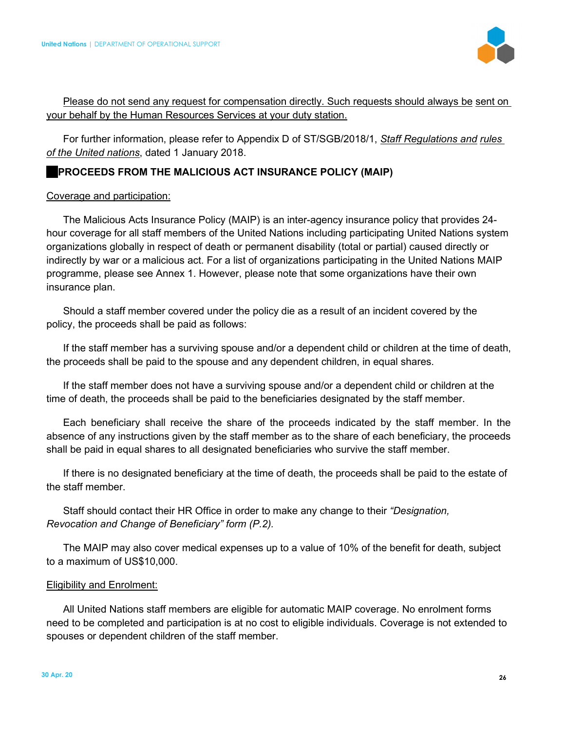Please do not send any request for compensation directly. Such requests should always be sent on your behalf by the Human Resources Services at your duty station.

For further information, please refer to Appendix D of ST/SGB/2018/1, *Staff Regulations and rules of the United nations*, dated 1 January 2018.

## PROCEEDS FROM THE MALICIOUS ACT INSURANCE POLICY (MAIP)

Coverage and participation:

The Malicious Acts Insurance Policy (MAIP) is an inter-agency insurance policy that provides 24-hour coverage for all staff members of the United Nations including participating United Nations system organizations globally in respect of death or permanent disability (total or partial) caused directly or indirectly by war or a malicious act. For a list of organizations participating in the United Nations MAIP programme, please see Annex 1. However, please note that some organizations have their own insurance plan.

Should a staff member covered under the policy die as a result of an incident covered by the policy, the proceeds shall be paid as follows:

If the staff member has a surviving spouse and/or a dependent child or children at the time of death, the proceeds shall be paid to the spouse and any dependent children, in equal shares.

If the staff member does not have a surviving spouse and/or a dependent child or children at the time of death, the proceeds shall be paid to the beneficiaries designated by the staff member.

Each beneficiary shall receive the share of the proceeds indicated by the staff member. In the absence of any instructions given by the staff member as to the share of each beneficiary, the proceeds shall be paid in equal shares to all designated beneficiaries who survive the staff member.

If there is no designated beneficiary at the time of death, the proceeds shall be paid to the estate of the staff member.

Staff should contact their HR Office in order to make any change to their *"Designation, Revocation and Change of Beneficiary" form (P.2).*

The MAIP may also cover medical expenses up to a value of 10% of the benefit for death, subject to a maximum of US$10,000.

Eligibility and Enrolment:

All United Nations staff members are eligible for automatic MAIP coverage. No enrolment forms need to be completed and participation is at no cost to eligible individuals. Coverage is not extended to spouses or dependent children of the staff member.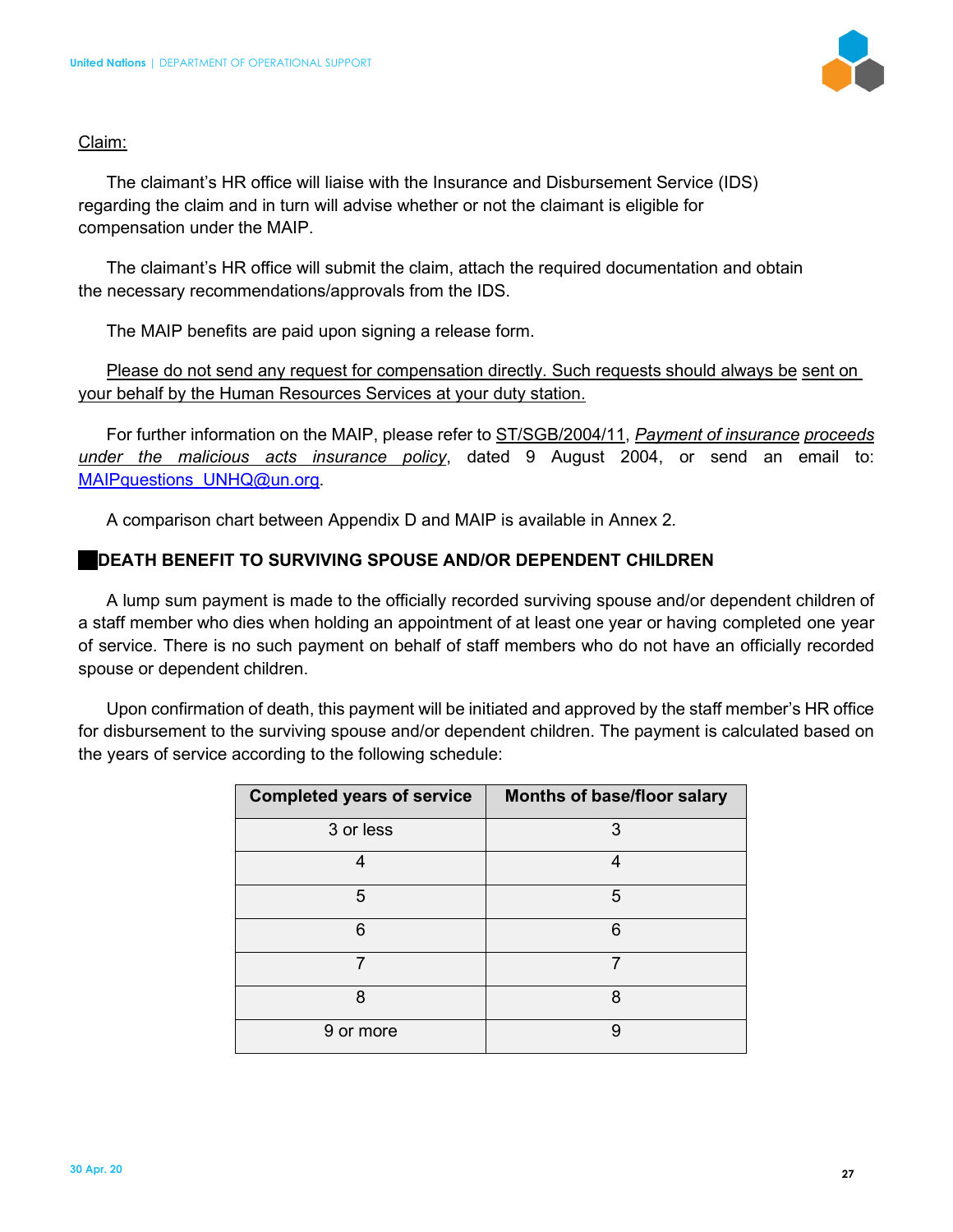Claim:

The claimant's HR office will liaise with the Insurance and Disbursement Service (IDS) regarding the claim and in turn will advise whether or not the claimant is eligible for compensation under the MAIP.

The claimant's HR office will submit the claim, attach the required documentation and obtain the necessary recommendations/approvals from the IDS.

The MAIP benefits are paid upon signing a release form.

Please do not send any request for compensation directly. Such requests should always be sent on your behalf by the Human Resources Services at your duty station.

For further information on the MAIP, please refer to ST/SGB/2004/11, *Payment of insurance proceeds under the malicious acts insurance policy*, dated 9 August 2004, or send an email to: MAIPquestions_UNHQ@un.org.

A comparison chart between Appendix D and MAIP is available in Annex 2.

## DEATH BENEFIT TO SURVIVING SPOUSE AND/OR DEPENDENT CHILDREN

A lump sum payment is made to the officially recorded surviving spouse and/or dependent children of a staff member who dies when holding an appointment of at least one year or having completed one year of service. There is no such payment on behalf of staff members who do not have an officially recorded spouse or dependent children.

Upon confirmation of death, this payment will be initiated and approved by the staff member's HR office for disbursement to the surviving spouse and/or dependent children. The payment is calculated based on the years of service according to the following schedule:

| Completed years of service | Months of base/floor salary |
|---|---|
| 3 or less | 3 |
| 4 | 4 |
| 5 | 5 |
| 6 | 6 |
| 7 | 7 |
| 8 | 8 |
| 9 or more | 9 |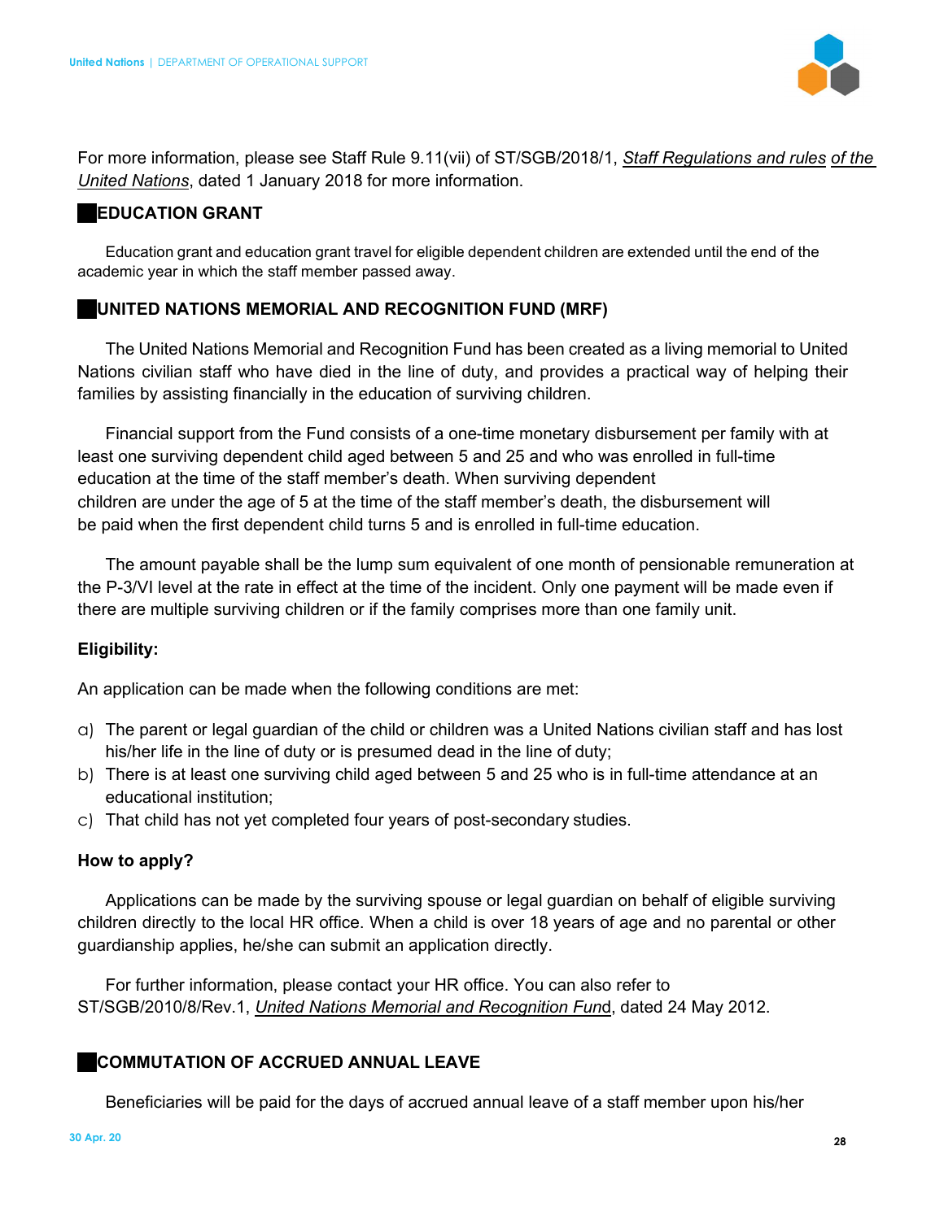For more information, please see Staff Rule 9.11(vii) of ST/SGB/2018/1, *Staff Regulations and rules of the United Nations*, dated 1 January 2018 for more information.

## EDUCATION GRANT

Education grant and education grant travel for eligible dependent children are extended until the end of the academic year in which the staff member passed away.

## UNITED NATIONS MEMORIAL AND RECOGNITION FUND (MRF)

The United Nations Memorial and Recognition Fund has been created as a living memorial to United Nations civilian staff who have died in the line of duty, and provides a practical way of helping their families by assisting financially in the education of surviving children.

Financial support from the Fund consists of a one-time monetary disbursement per family with at least one surviving dependent child aged between 5 and 25 and who was enrolled in full-time education at the time of the staff member's death. When surviving dependent children are under the age of 5 at the time of the staff member's death, the disbursement will be paid when the first dependent child turns 5 and is enrolled in full-time education.

The amount payable shall be the lump sum equivalent of one month of pensionable remuneration at the P-3/VI level at the rate in effect at the time of the incident. Only one payment will be made even if there are multiple surviving children or if the family comprises more than one family unit.

**Eligibility:**

An application can be made when the following conditions are met:

a) The parent or legal guardian of the child or children was a United Nations civilian staff and has lost his/her life in the line of duty or is presumed dead in the line of duty;
b) There is at least one surviving child aged between 5 and 25 who is in full-time attendance at an educational institution;
c) That child has not yet completed four years of post-secondary studies.

**How to apply?**

Applications can be made by the surviving spouse or legal guardian on behalf of eligible surviving children directly to the local HR office. When a child is over 18 years of age and no parental or other guardianship applies, he/she can submit an application directly.

For further information, please contact your HR office. You can also refer to ST/SGB/2010/8/Rev.1, *United Nations Memorial and Recognition Fund*, dated 24 May 2012.

## COMMUTATION OF ACCRUED ANNUAL LEAVE

Beneficiaries will be paid for the days of accrued annual leave of a staff member upon his/her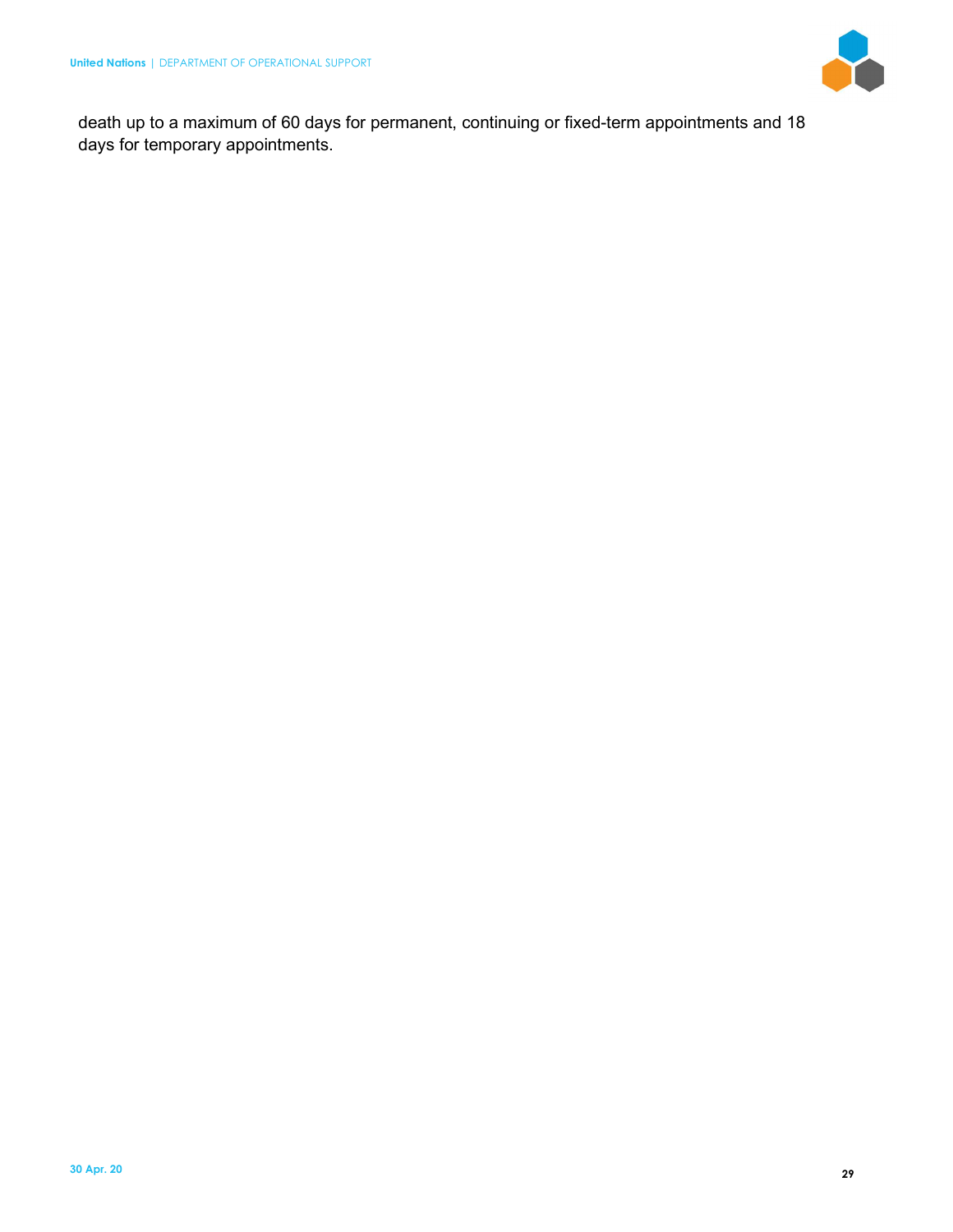death up to a maximum of 60 days for permanent, continuing or fixed-term appointments and 18 days for temporary appointments.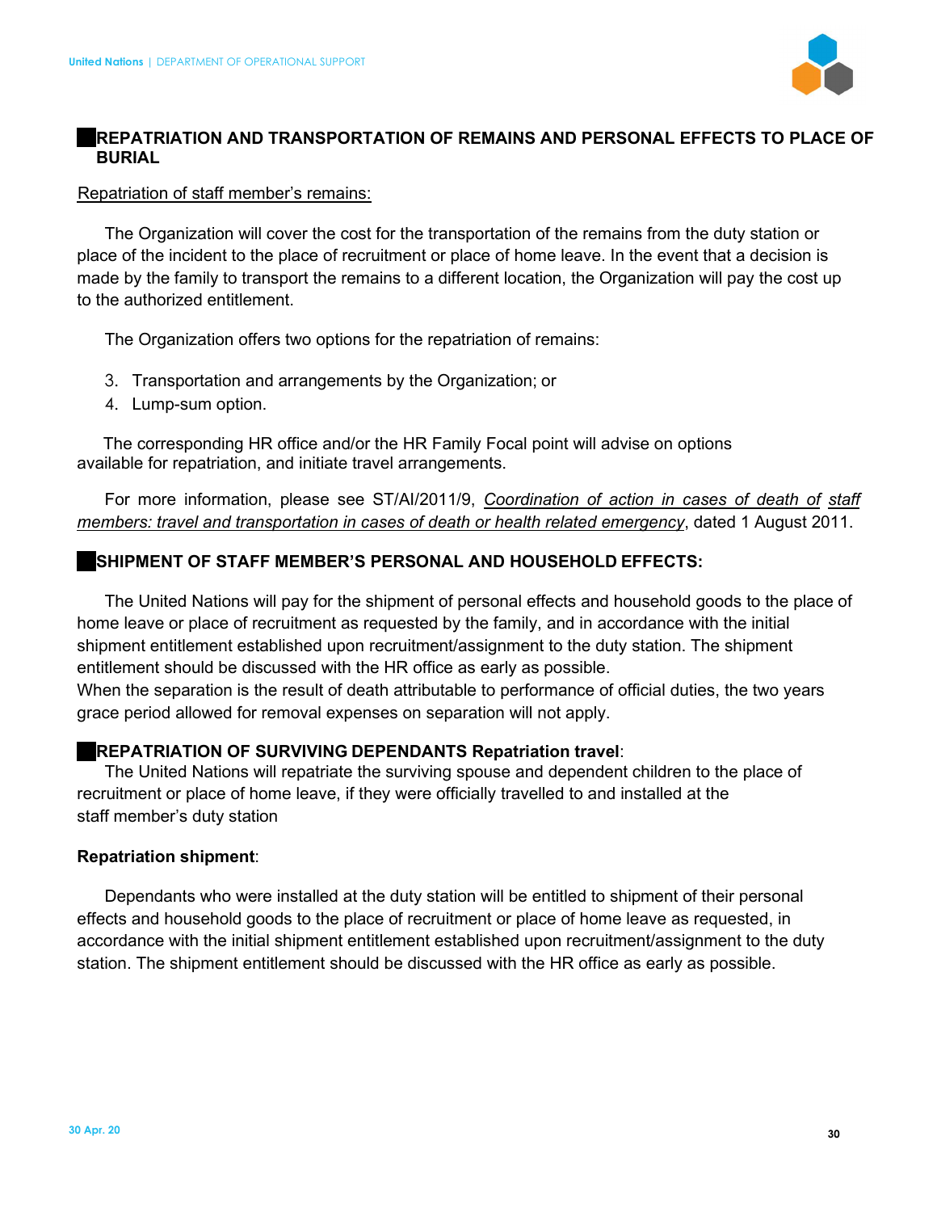## REPATRIATION AND TRANSPORTATION OF REMAINS AND PERSONAL EFFECTS TO PLACE OF BURIAL

Repatriation of staff member's remains:

The Organization will cover the cost for the transportation of the remains from the duty station or place of the incident to the place of recruitment or place of home leave. In the event that a decision is made by the family to transport the remains to a different location, the Organization will pay the cost up to the authorized entitlement.

The Organization offers two options for the repatriation of remains:

3. Transportation and arrangements by the Organization; or
4. Lump-sum option.

The corresponding HR office and/or the HR Family Focal point will advise on options available for repatriation, and initiate travel arrangements.

For more information, please see ST/AI/2011/9, *Coordination of action in cases of death of staff members: travel and transportation in cases of death or health related emergency*, dated 1 August 2011.

## SHIPMENT OF STAFF MEMBER'S PERSONAL AND HOUSEHOLD EFFECTS:

The United Nations will pay for the shipment of personal effects and household goods to the place of home leave or place of recruitment as requested by the family, and in accordance with the initial shipment entitlement established upon recruitment/assignment to the duty station. The shipment entitlement should be discussed with the HR office as early as possible.
When the separation is the result of death attributable to performance of official duties, the two years grace period allowed for removal expenses on separation will not apply.

## REPATRIATION OF SURVIVING DEPENDANTS Repatriation travel:

The United Nations will repatriate the surviving spouse and dependent children to the place of recruitment or place of home leave, if they were officially travelled to and installed at the staff member's duty station

**Repatriation shipment**:

Dependants who were installed at the duty station will be entitled to shipment of their personal effects and household goods to the place of recruitment or place of home leave as requested, in accordance with the initial shipment entitlement established upon recruitment/assignment to the duty station. The shipment entitlement should be discussed with the HR office as early as possible.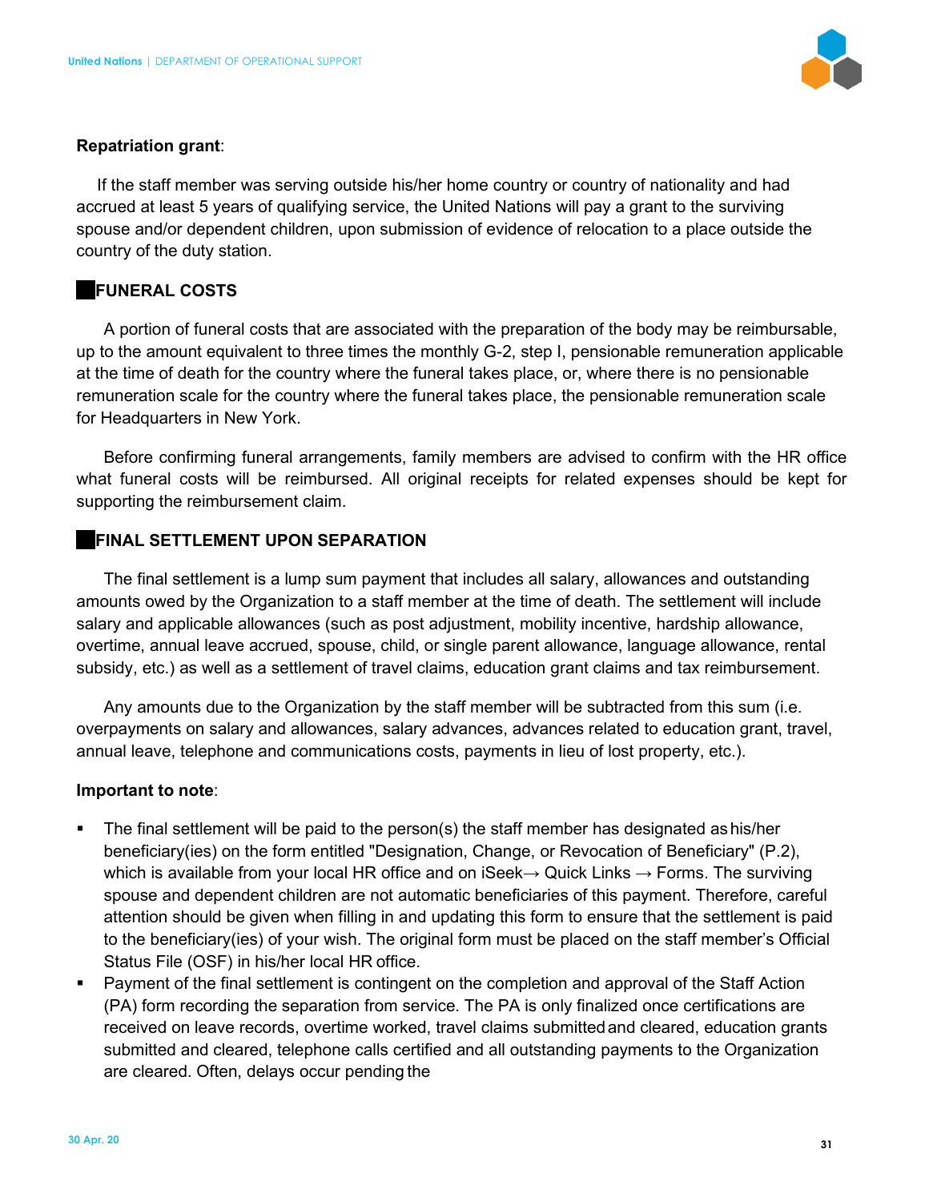**Repatriation grant**:

If the staff member was serving outside his/her home country or country of nationality and had accrued at least 5 years of qualifying service, the United Nations will pay a grant to the surviving spouse and/or dependent children, upon submission of evidence of relocation to a place outside the country of the duty station.

## FUNERAL COSTS

A portion of funeral costs that are associated with the preparation of the body may be reimbursable, up to the amount equivalent to three times the monthly G-2, step I, pensionable remuneration applicable at the time of death for the country where the funeral takes place, or, where there is no pensionable remuneration scale for the country where the funeral takes place, the pensionable remuneration scale for Headquarters in New York.

Before confirming funeral arrangements, family members are advised to confirm with the HR office what funeral costs will be reimbursed. All original receipts for related expenses should be kept for supporting the reimbursement claim.

## FINAL SETTLEMENT UPON SEPARATION

The final settlement is a lump sum payment that includes all salary, allowances and outstanding amounts owed by the Organization to a staff member at the time of death. The settlement will include salary and applicable allowances (such as post adjustment, mobility incentive, hardship allowance, overtime, annual leave accrued, spouse, child, or single parent allowance, language allowance, rental subsidy, etc.) as well as a settlement of travel claims, education grant claims and tax reimbursement.

Any amounts due to the Organization by the staff member will be subtracted from this sum (i.e. overpayments on salary and allowances, salary advances, advances related to education grant, travel, annual leave, telephone and communications costs, payments in lieu of lost property, etc.).

**Important to note**:

- The final settlement will be paid to the person(s) the staff member has designated as his/her beneficiary(ies) on the form entitled "Designation, Change, or Revocation of Beneficiary" (P.2), which is available from your local HR office and on iSeek→ Quick Links → Forms. The surviving spouse and dependent children are not automatic beneficiaries of this payment. Therefore, careful attention should be given when filling in and updating this form to ensure that the settlement is paid to the beneficiary(ies) of your wish. The original form must be placed on the staff member's Official Status File (OSF) in his/her local HR office.
- Payment of the final settlement is contingent on the completion and approval of the Staff Action (PA) form recording the separation from service. The PA is only finalized once certifications are received on leave records, overtime worked, travel claims submitted and cleared, education grants submitted and cleared, telephone calls certified and all outstanding payments to the Organization are cleared. Often, delays occur pending the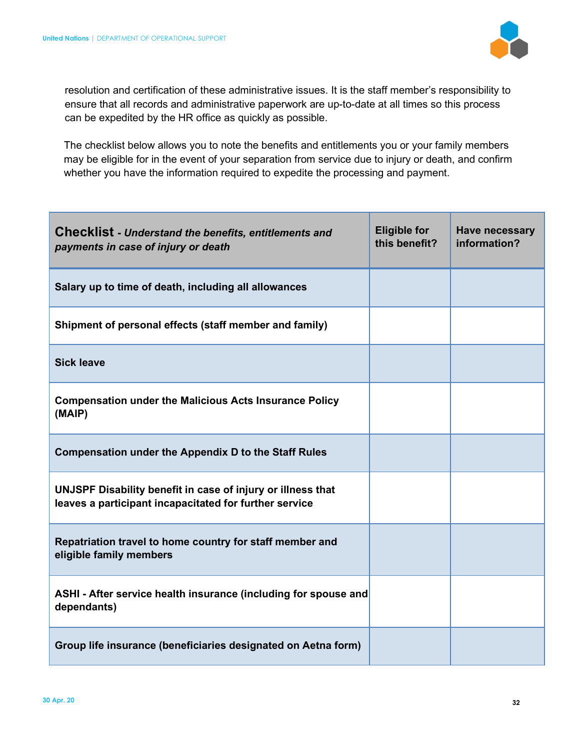resolution and certification of these administrative issues. It is the staff member's responsibility to ensure that all records and administrative paperwork are up-to-date at all times so this process can be expedited by the HR office as quickly as possible.

The checklist below allows you to note the benefits and entitlements you or your family members may be eligible for in the event of your separation from service due to injury or death, and confirm whether you have the information required to expedite the processing and payment.

| **Checklist** - ***Understand the benefits, entitlements and payments in case of injury or death*** | **Eligible for this benefit?** | **Have necessary information?** |
|---|---|---|
| **Salary up to time of death, including all allowances** | | |
| **Shipment of personal effects (staff member and family)** | | |
| **Sick leave** | | |
| **Compensation under the Malicious Acts Insurance Policy (MAIP)** | | |
| **Compensation under the Appendix D to the Staff Rules** | | |
| **UNJSPF Disability benefit in case of injury or illness that leaves a participant incapacitated for further service** | | |
| **Repatriation travel to home country for staff member and eligible family members** | | |
| **ASHI - After service health insurance (including for spouse and dependants)** | | |
| **Group life insurance (beneficiaries designated on Aetna form)** | | |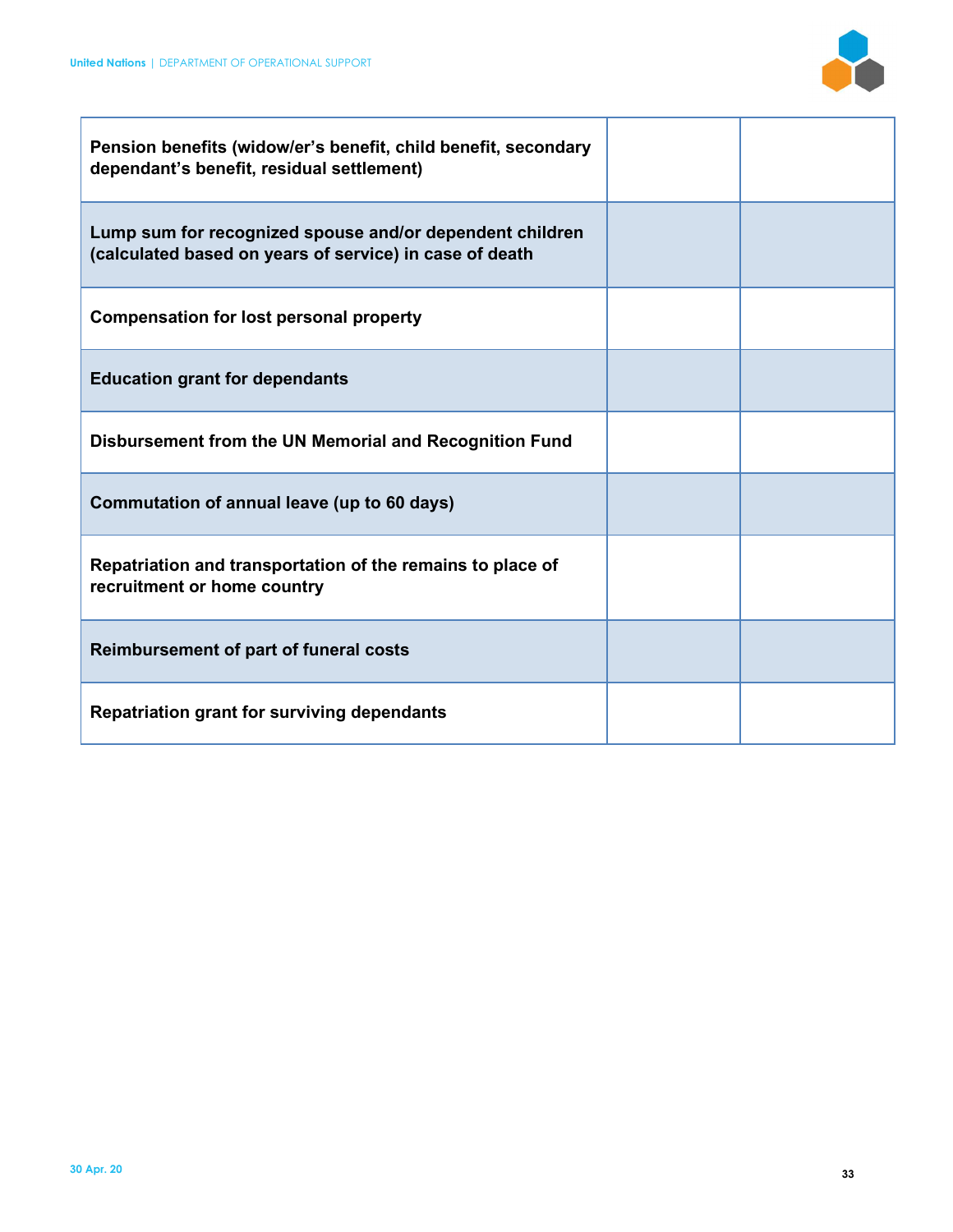| | | |
|---|---|---|
| **Pension benefits (widow/er's benefit, child benefit, secondary dependant's benefit, residual settlement)** | | |
| **Lump sum for recognized spouse and/or dependent children (calculated based on years of service) in case of death** | | |
| **Compensation for lost personal property** | | |
| **Education grant for dependants** | | |
| **Disbursement from the UN Memorial and Recognition Fund** | | |
| **Commutation of annual leave (up to 60 days)** | | |
| **Repatriation and transportation of the remains to place of recruitment or home country** | | |
| **Reimbursement of part of funeral costs** | | |
| **Repatriation grant for surviving dependants** | | |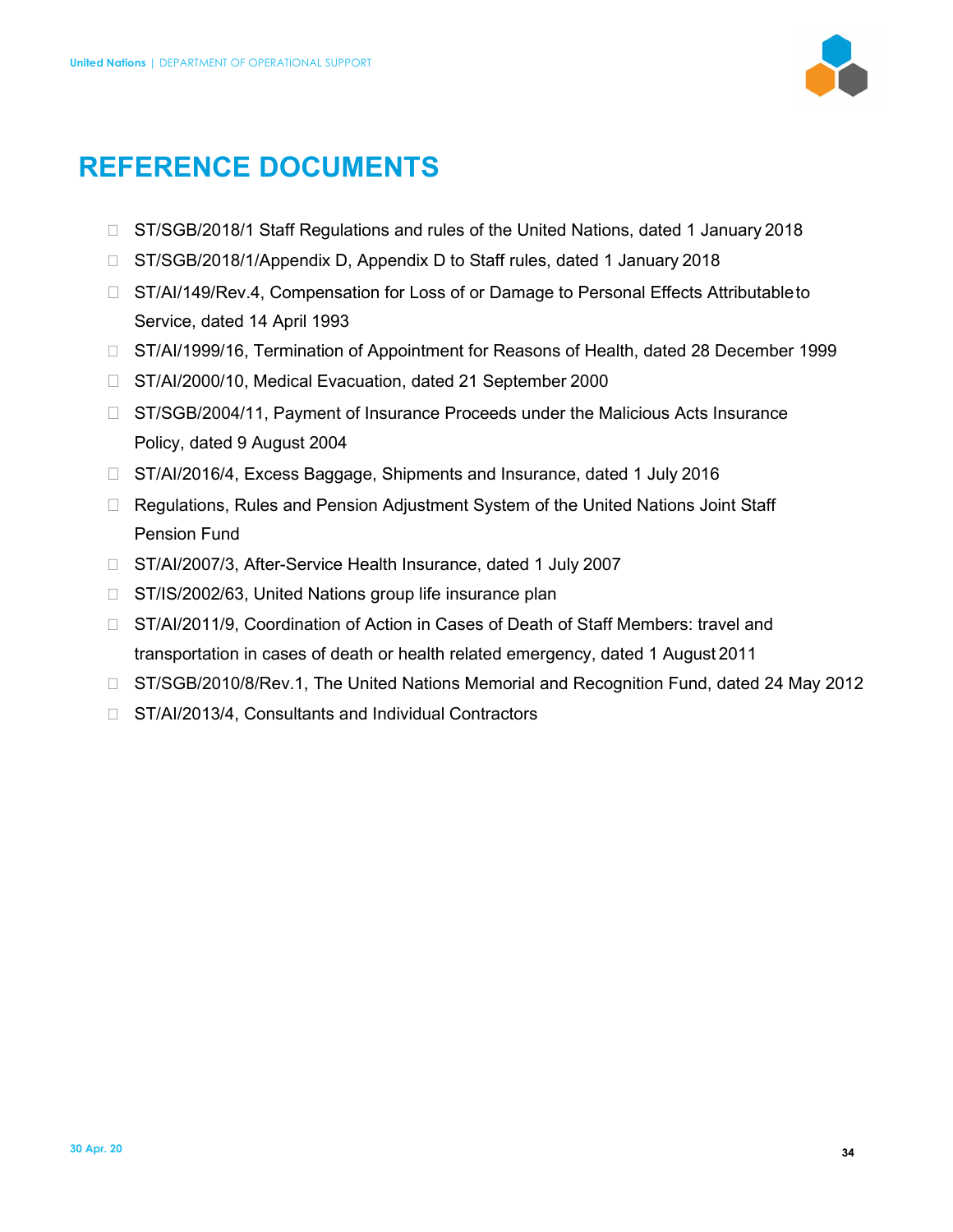# REFERENCE DOCUMENTS

- ST/SGB/2018/1 Staff Regulations and rules of the United Nations, dated 1 January 2018
- ST/SGB/2018/1/Appendix D, Appendix D to Staff rules, dated 1 January 2018
- ST/AI/149/Rev.4, Compensation for Loss of or Damage to Personal Effects Attributable to Service, dated 14 April 1993
- ST/AI/1999/16, Termination of Appointment for Reasons of Health, dated 28 December 1999
- ST/AI/2000/10, Medical Evacuation, dated 21 September 2000
- ST/SGB/2004/11, Payment of Insurance Proceeds under the Malicious Acts Insurance Policy, dated 9 August 2004
- ST/AI/2016/4, Excess Baggage, Shipments and Insurance, dated 1 July 2016
- Regulations, Rules and Pension Adjustment System of the United Nations Joint Staff Pension Fund
- ST/AI/2007/3, After-Service Health Insurance, dated 1 July 2007
- ST/IS/2002/63, United Nations group life insurance plan
- ST/AI/2011/9, Coordination of Action in Cases of Death of Staff Members: travel and transportation in cases of death or health related emergency, dated 1 August 2011
- ST/SGB/2010/8/Rev.1, The United Nations Memorial and Recognition Fund, dated 24 May 2012
- ST/AI/2013/4, Consultants and Individual Contractors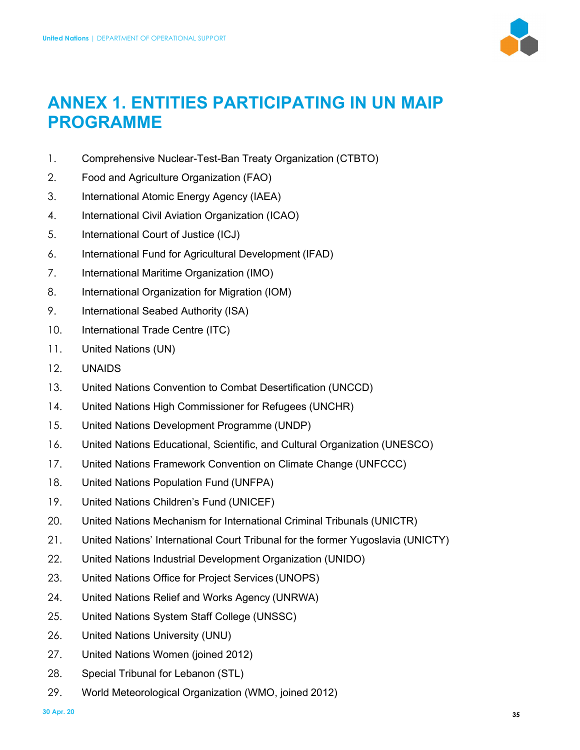# ANNEX 1. ENTITIES PARTICIPATING IN UN MAIP PROGRAMME

1. Comprehensive Nuclear-Test-Ban Treaty Organization (CTBTO)
2. Food and Agriculture Organization (FAO)
3. International Atomic Energy Agency (IAEA)
4. International Civil Aviation Organization (ICAO)
5. International Court of Justice (ICJ)
6. International Fund for Agricultural Development (IFAD)
7. International Maritime Organization (IMO)
8. International Organization for Migration (IOM)
9. International Seabed Authority (ISA)
10. International Trade Centre (ITC)
11. United Nations (UN)
12. UNAIDS
13. United Nations Convention to Combat Desertification (UNCCD)
14. United Nations High Commissioner for Refugees (UNCHR)
15. United Nations Development Programme (UNDP)
16. United Nations Educational, Scientific, and Cultural Organization (UNESCO)
17. United Nations Framework Convention on Climate Change (UNFCCC)
18. United Nations Population Fund (UNFPA)
19. United Nations Children's Fund (UNICEF)
20. United Nations Mechanism for International Criminal Tribunals (UNICTR)
21. United Nations' International Court Tribunal for the former Yugoslavia (UNICTY)
22. United Nations Industrial Development Organization (UNIDO)
23. United Nations Office for Project Services (UNOPS)
24. United Nations Relief and Works Agency (UNRWA)
25. United Nations System Staff College (UNSSC)
26. United Nations University (UNU)
27. United Nations Women (joined 2012)
28. Special Tribunal for Lebanon (STL)
29. World Meteorological Organization (WMO, joined 2012)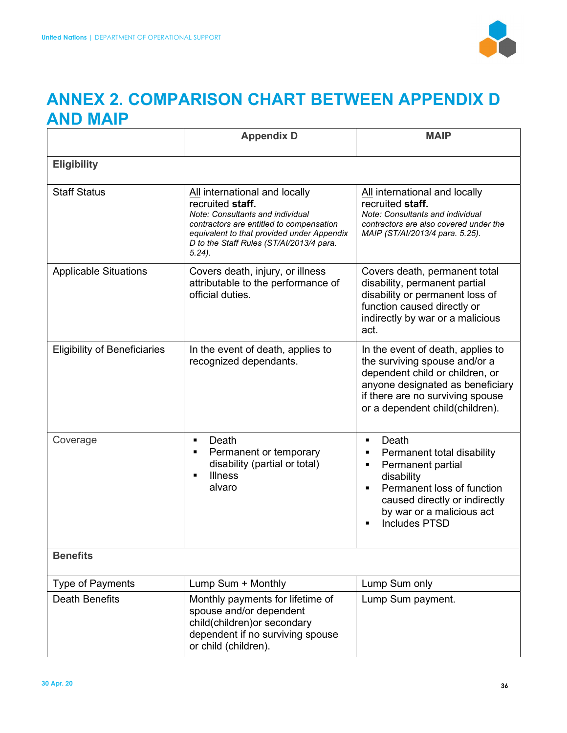# ANNEX 2. COMPARISON CHART BETWEEN APPENDIX D AND MAIP

| | Appendix D | MAIP |
|---|---|---|
| **Eligibility** | | |
| Staff Status | All international and locally recruited **staff.**<br>*Note: Consultants and individual contractors are entitled to compensation equivalent to that provided under Appendix D to the Staff Rules (ST/AI/2013/4 para. 5.24).* | All international and locally recruited **staff.**<br>*Note: Consultants and individual contractors are also covered under the MAIP (ST/AI/2013/4 para. 5.25).* |
| Applicable Situations | Covers death, injury, or illness attributable to the performance of official duties. | Covers death, permanent total disability, permanent partial disability or permanent loss of function caused directly or indirectly by war or a malicious act. |
| Eligibility of Beneficiaries | In the event of death, applies to recognized dependants. | In the event of death, applies to the surviving spouse and/or a dependent child or children, or anyone designated as beneficiary if there are no surviving spouse or a dependent child(children). |
| Coverage | ▪ Death<br>▪ Permanent or temporary disability (partial or total)<br>▪ Illness<br>alvaro | ▪ Death<br>▪ Permanent total disability<br>▪ Permanent partial disability<br>▪ Permanent loss of function caused directly or indirectly by war or a malicious act<br>▪ Includes PTSD |
| **Benefits** | | |
| Type of Payments | Lump Sum + Monthly | Lump Sum only |
| Death Benefits | Monthly payments for lifetime of spouse and/or dependent child(children)or secondary dependent if no surviving spouse or child (children). | Lump Sum payment. |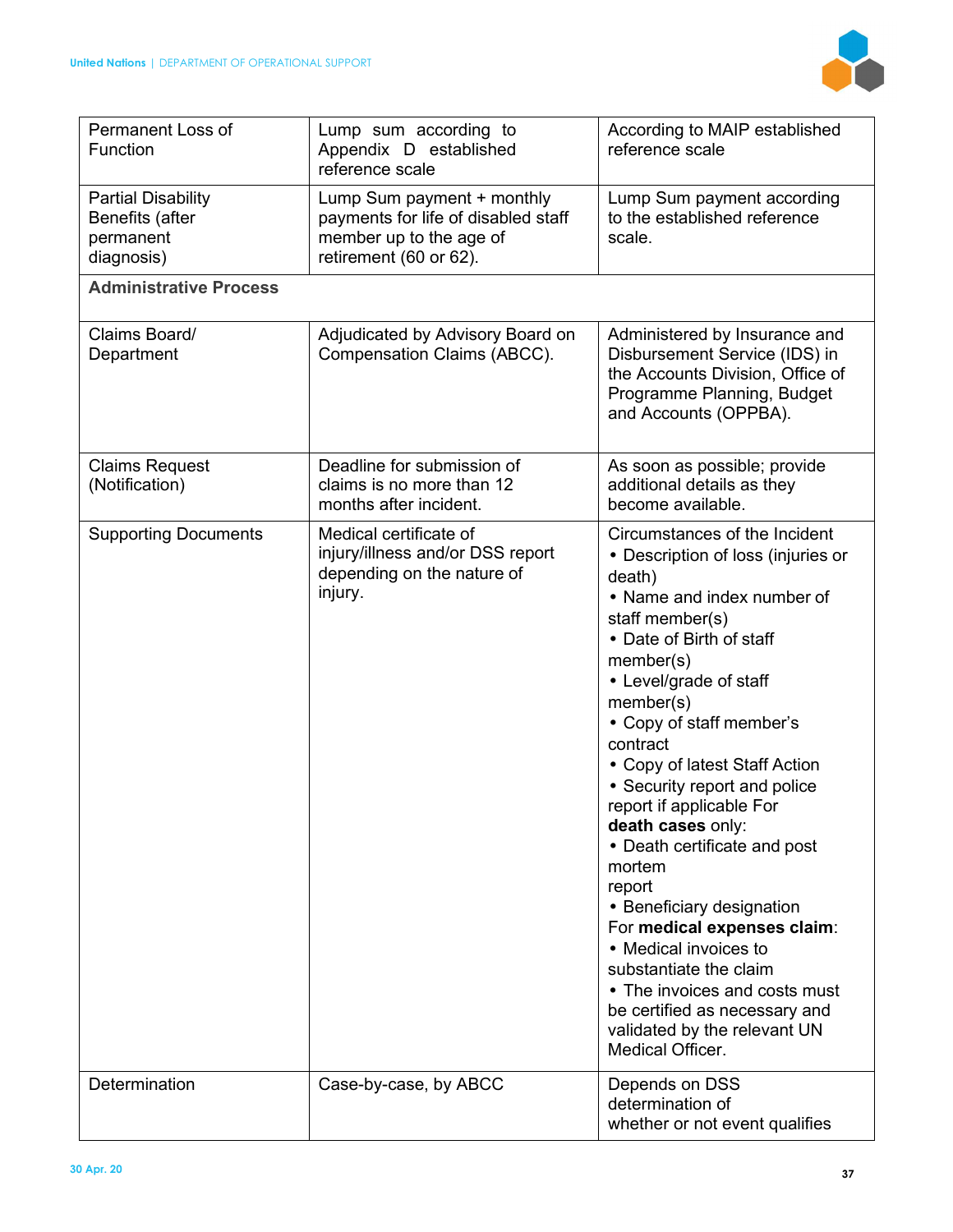| | | |
|---|---|---|
| Permanent Loss of Function | Lump sum according to Appendix D established reference scale | According to MAIP established reference scale |
| Partial Disability Benefits (after permanent diagnosis) | Lump Sum payment + monthly payments for life of disabled staff member up to the age of retirement (60 or 62). | Lump Sum payment according to the established reference scale. |
| **Administrative Process** | | |
| Claims Board/ Department | Adjudicated by Advisory Board on Compensation Claims (ABCC). | Administered by Insurance and Disbursement Service (IDS) in the Accounts Division, Office of Programme Planning, Budget and Accounts (OPPBA). |
| Claims Request (Notification) | Deadline for submission of claims is no more than 12 months after incident. | As soon as possible; provide additional details as they become available. |
| Supporting Documents | Medical certificate of injury/illness and/or DSS report depending on the nature of injury. | Circumstances of the Incident<br>• Description of loss (injuries or death)<br>• Name and index number of staff member(s)<br>• Date of Birth of staff member(s)<br>• Level/grade of staff member(s)<br>• Copy of staff member's contract<br>• Copy of latest Staff Action<br>• Security report and police report if applicable For **death cases** only:<br>• Death certificate and post mortem report<br>• Beneficiary designation<br>For **medical expenses claim**:<br>• Medical invoices to substantiate the claim<br>• The invoices and costs must be certified as necessary and validated by the relevant UN Medical Officer. |
| Determination | Case-by-case, by ABCC | Depends on DSS determination of whether or not event qualifies |